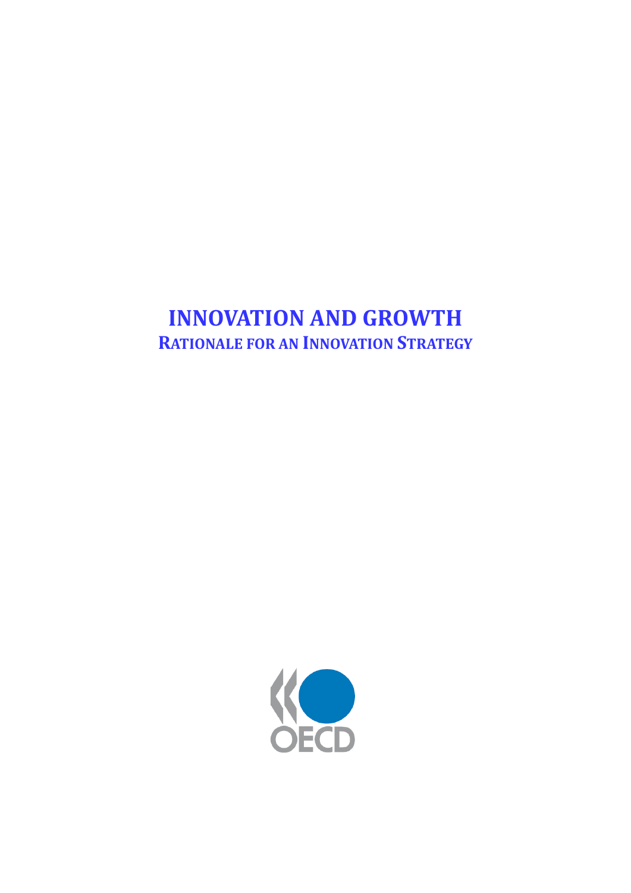# INNOVATION AND GROWTH

## RATIONALE FOR AN INNOVATION STRATEGY

OECD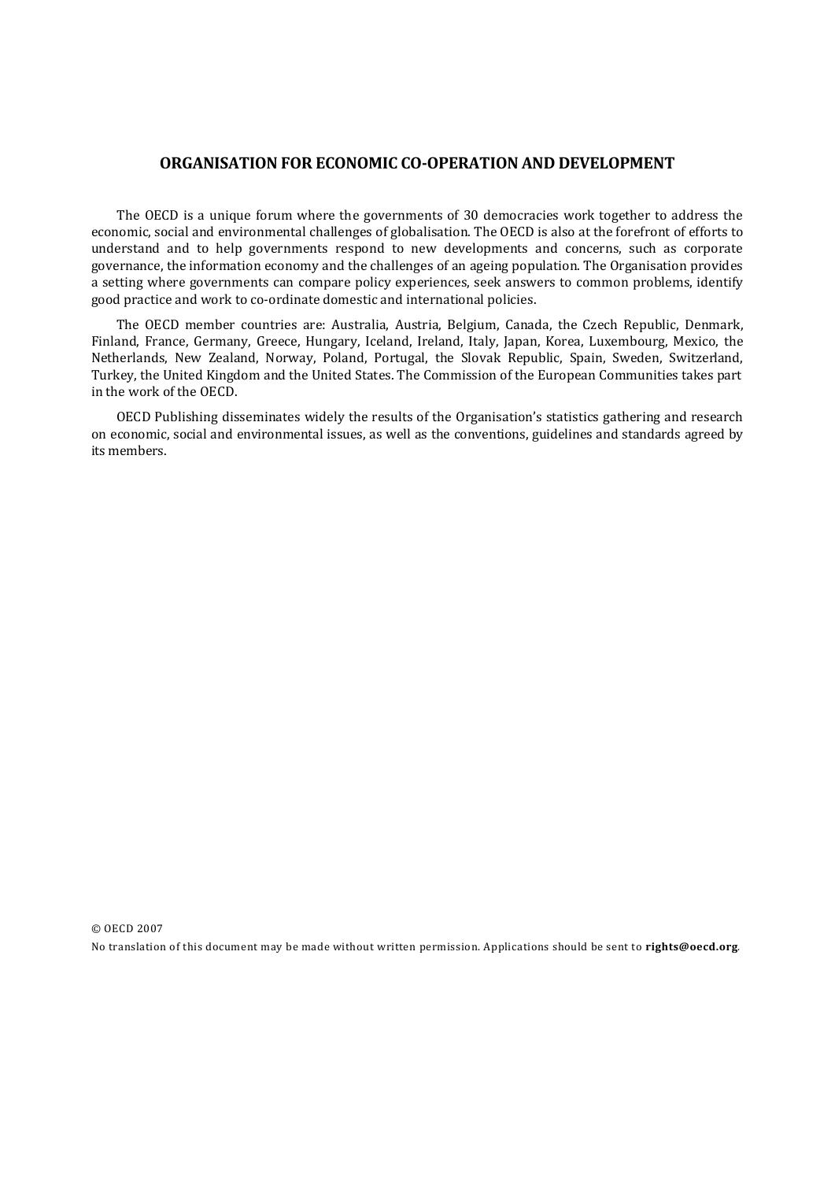## ORGANISATION FOR ECONOMIC CO-OPERATION AND DEVELOPMENT

The OECD is a unique forum where the governments of 30 democracies work together to address the economic, social and environmental challenges of globalisation. The OECD is also at the forefront of efforts to understand and to help governments respond to new developments and concerns, such as corporate governance, the information economy and the challenges of an ageing population. The Organisation provides a setting where governments can compare policy experiences, seek answers to common problems, identify good practice and work to co-ordinate domestic and international policies.

The OECD member countries are: Australia, Austria, Belgium, Canada, the Czech Republic, Denmark, Finland, France, Germany, Greece, Hungary, Iceland, Ireland, Italy, Japan, Korea, Luxembourg, Mexico, the Netherlands, New Zealand, Norway, Poland, Portugal, the Slovak Republic, Spain, Sweden, Switzerland, Turkey, the United Kingdom and the United States. The Commission of the European Communities takes part in the work of the OECD.

OECD Publishing disseminates widely the results of the Organisation's statistics gathering and research on economic, social and environmental issues, as well as the conventions, guidelines and standards agreed by its members.

© OECD 2007

No translation of this document may be made without written permission. Applications should be sent to **rights@oecd.org**.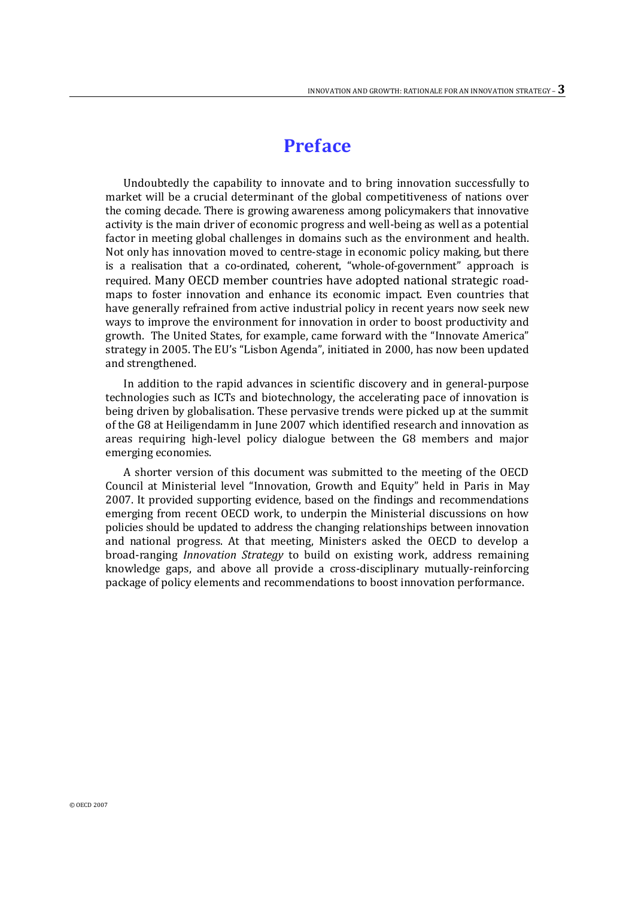# Preface

Undoubtedly the capability to innovate and to bring innovation successfully to market will be a crucial determinant of the global competitiveness of nations over the coming decade. There is growing awareness among policymakers that innovative activity is the main driver of economic progress and well-being as well as a potential factor in meeting global challenges in domains such as the environment and health. Not only has innovation moved to centre-stage in economic policy making, but there is a realisation that a co-ordinated, coherent, "whole-of-government" approach is required. Many OECD member countries have adopted national strategic road-maps to foster innovation and enhance its economic impact. Even countries that have generally refrained from active industrial policy in recent years now seek new ways to improve the environment for innovation in order to boost productivity and growth. The United States, for example, came forward with the "Innovate America" strategy in 2005. The EU's "Lisbon Agenda", initiated in 2000, has now been updated and strengthened.

In addition to the rapid advances in scientific discovery and in general-purpose technologies such as ICTs and biotechnology, the accelerating pace of innovation is being driven by globalisation. These pervasive trends were picked up at the summit of the G8 at Heiligendamm in June 2007 which identified research and innovation as areas requiring high-level policy dialogue between the G8 members and major emerging economies.

A shorter version of this document was submitted to the meeting of the OECD Council at Ministerial level "Innovation, Growth and Equity" held in Paris in May 2007. It provided supporting evidence, based on the findings and recommendations emerging from recent OECD work, to underpin the Ministerial discussions on how policies should be updated to address the changing relationships between innovation and national progress. At that meeting, Ministers asked the OECD to develop a broad-ranging *Innovation Strategy* to build on existing work, address remaining knowledge gaps, and above all provide a cross-disciplinary mutually-reinforcing package of policy elements and recommendations to boost innovation performance.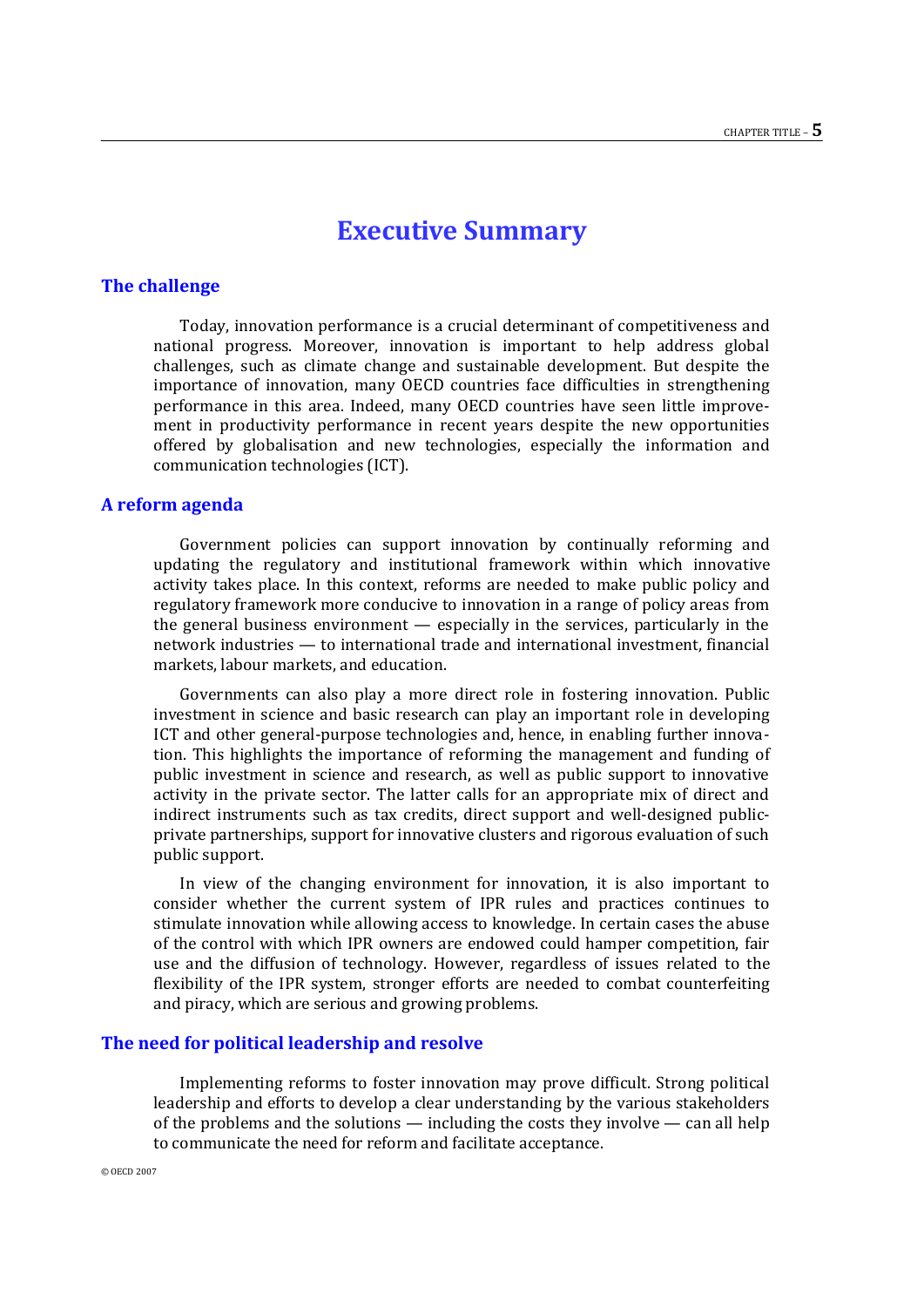# Executive Summary

## The challenge

Today, innovation performance is a crucial determinant of competitiveness and national progress. Moreover, innovation is important to help address global challenges, such as climate change and sustainable development. But despite the importance of innovation, many OECD countries face difficulties in strengthening performance in this area. Indeed, many OECD countries have seen little improvement in productivity performance in recent years despite the new opportunities offered by globalisation and new technologies, especially the information and communication technologies (ICT).

## A reform agenda

Government policies can support innovation by continually reforming and updating the regulatory and institutional framework within which innovative activity takes place. In this context, reforms are needed to make public policy and regulatory framework more conducive to innovation in a range of policy areas from the general business environment — especially in the services, particularly in the network industries — to international trade and international investment, financial markets, labour markets, and education.

Governments can also play a more direct role in fostering innovation. Public investment in science and basic research can play an important role in developing ICT and other general-purpose technologies and, hence, in enabling further innovation. This highlights the importance of reforming the management and funding of public investment in science and research, as well as public support to innovative activity in the private sector. The latter calls for an appropriate mix of direct and indirect instruments such as tax credits, direct support and well-designed public-private partnerships, support for innovative clusters and rigorous evaluation of such public support.

In view of the changing environment for innovation, it is also important to consider whether the current system of IPR rules and practices continues to stimulate innovation while allowing access to knowledge. In certain cases the abuse of the control with which IPR owners are endowed could hamper competition, fair use and the diffusion of technology. However, regardless of issues related to the flexibility of the IPR system, stronger efforts are needed to combat counterfeiting and piracy, which are serious and growing problems.

## The need for political leadership and resolve

Implementing reforms to foster innovation may prove difficult. Strong political leadership and efforts to develop a clear understanding by the various stakeholders of the problems and the solutions — including the costs they involve — can all help to communicate the need for reform and facilitate acceptance.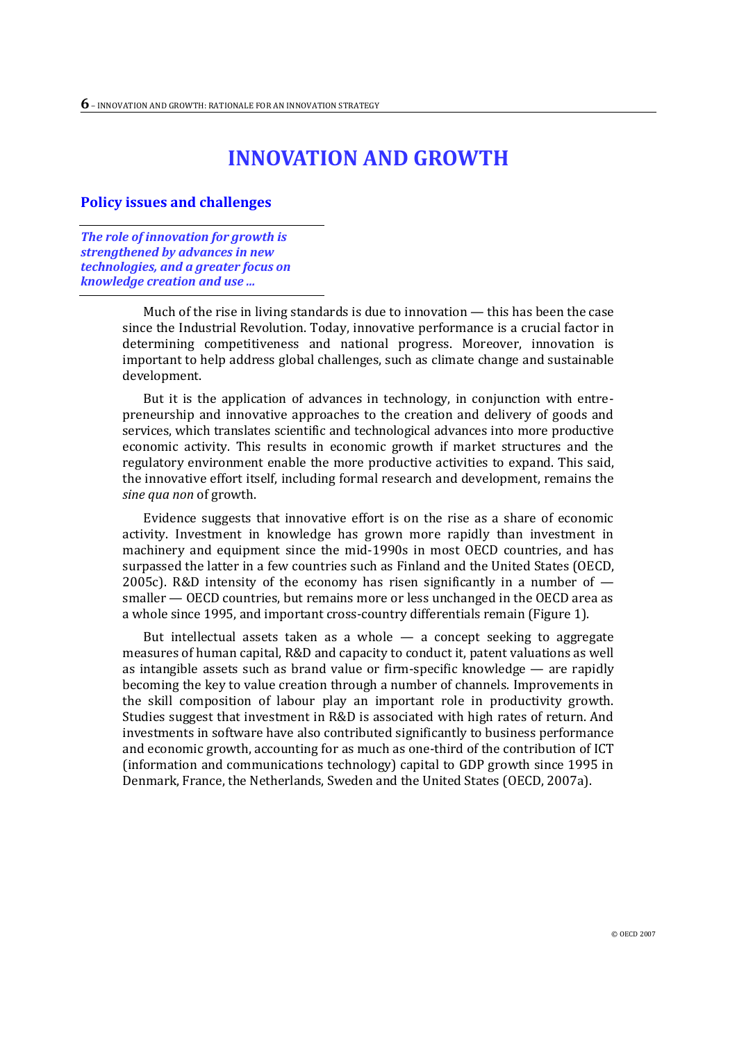# INNOVATION AND GROWTH

## Policy issues and challenges

***The role of innovation for growth is strengthened by advances in new technologies, and a greater focus on knowledge creation and use ...***

Much of the rise in living standards is due to innovation — this has been the case since the Industrial Revolution. Today, innovative performance is a crucial factor in determining competitiveness and national progress. Moreover, innovation is important to help address global challenges, such as climate change and sustainable development.

But it is the application of advances in technology, in conjunction with entrepreneurship and innovative approaches to the creation and delivery of goods and services, which translates scientific and technological advances into more productive economic activity. This results in economic growth if market structures and the regulatory environment enable the more productive activities to expand. This said, the innovative effort itself, including formal research and development, remains the *sine qua non* of growth.

Evidence suggests that innovative effort is on the rise as a share of economic activity. Investment in knowledge has grown more rapidly than investment in machinery and equipment since the mid-1990s in most OECD countries, and has surpassed the latter in a few countries such as Finland and the United States (OECD, 2005c). R&D intensity of the economy has risen significantly in a number of — smaller — OECD countries, but remains more or less unchanged in the OECD area as a whole since 1995, and important cross-country differentials remain (Figure 1).

But intellectual assets taken as a whole — a concept seeking to aggregate measures of human capital, R&D and capacity to conduct it, patent valuations as well as intangible assets such as brand value or firm-specific knowledge — are rapidly becoming the key to value creation through a number of channels. Improvements in the skill composition of labour play an important role in productivity growth. Studies suggest that investment in R&D is associated with high rates of return. And investments in software have also contributed significantly to business performance and economic growth, accounting for as much as one-third of the contribution of ICT (information and communications technology) capital to GDP growth since 1995 in Denmark, France, the Netherlands, Sweden and the United States (OECD, 2007a).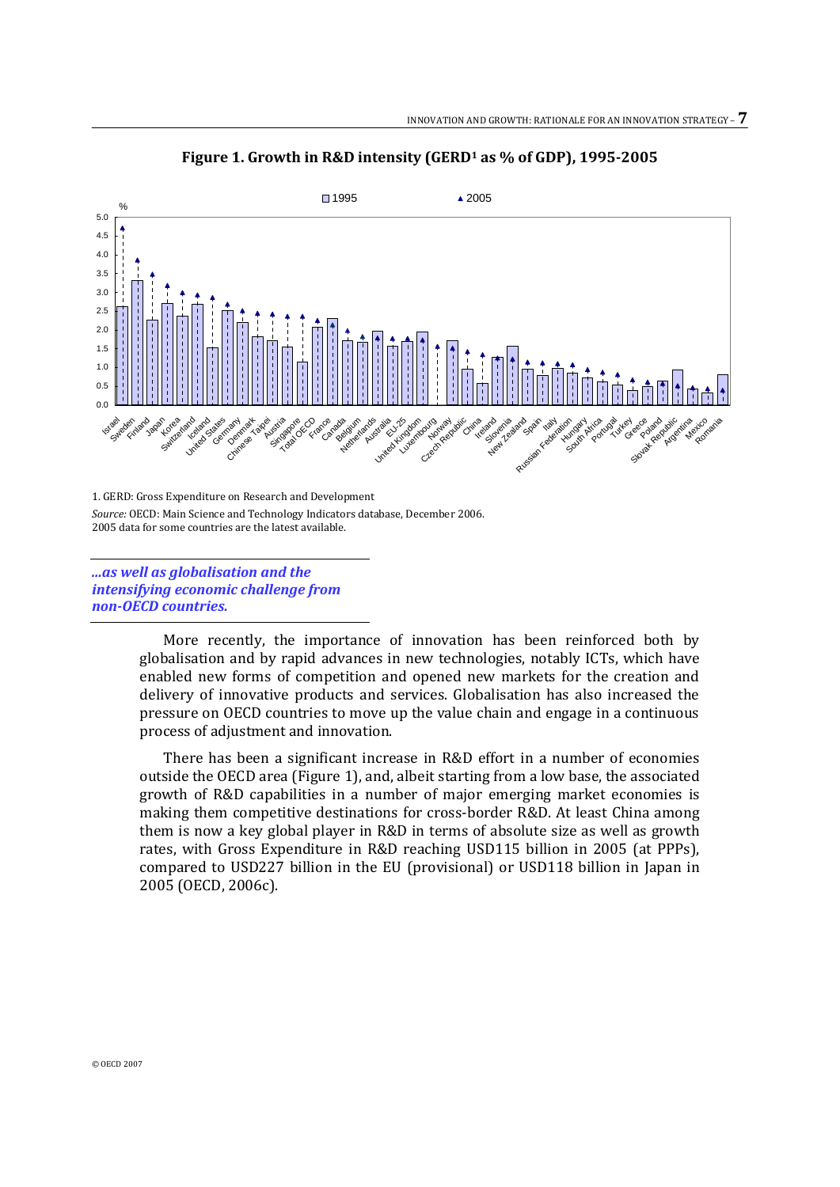**Figure 1. Growth in R&D intensity (GERD[1] as % of GDP), 1995-2005**

1. GERD: Gross Expenditure on Research and Development

*Source:* OECD: Main Science and Technology Indicators database, December 2006.
2005 data for some countries are the latest available.

***...as well as globalisation and the intensifying economic challenge from non-OECD countries.***

More recently, the importance of innovation has been reinforced both by globalisation and by rapid advances in new technologies, notably ICTs, which have enabled new forms of competition and opened new markets for the creation and delivery of innovative products and services. Globalisation has also increased the pressure on OECD countries to move up the value chain and engage in a continuous process of adjustment and innovation.

There has been a significant increase in R&D effort in a number of economies outside the OECD area (Figure 1), and, albeit starting from a low base, the associated growth of R&D capabilities in a number of major emerging market economies is making them competitive destinations for cross-border R&D. At least China among them is now a key global player in R&D in terms of absolute size as well as growth rates, with Gross Expenditure in R&D reaching USD115 billion in 2005 (at PPPs), compared to USD227 billion in the EU (provisional) or USD118 billion in Japan in 2005 (OECD, 2006c).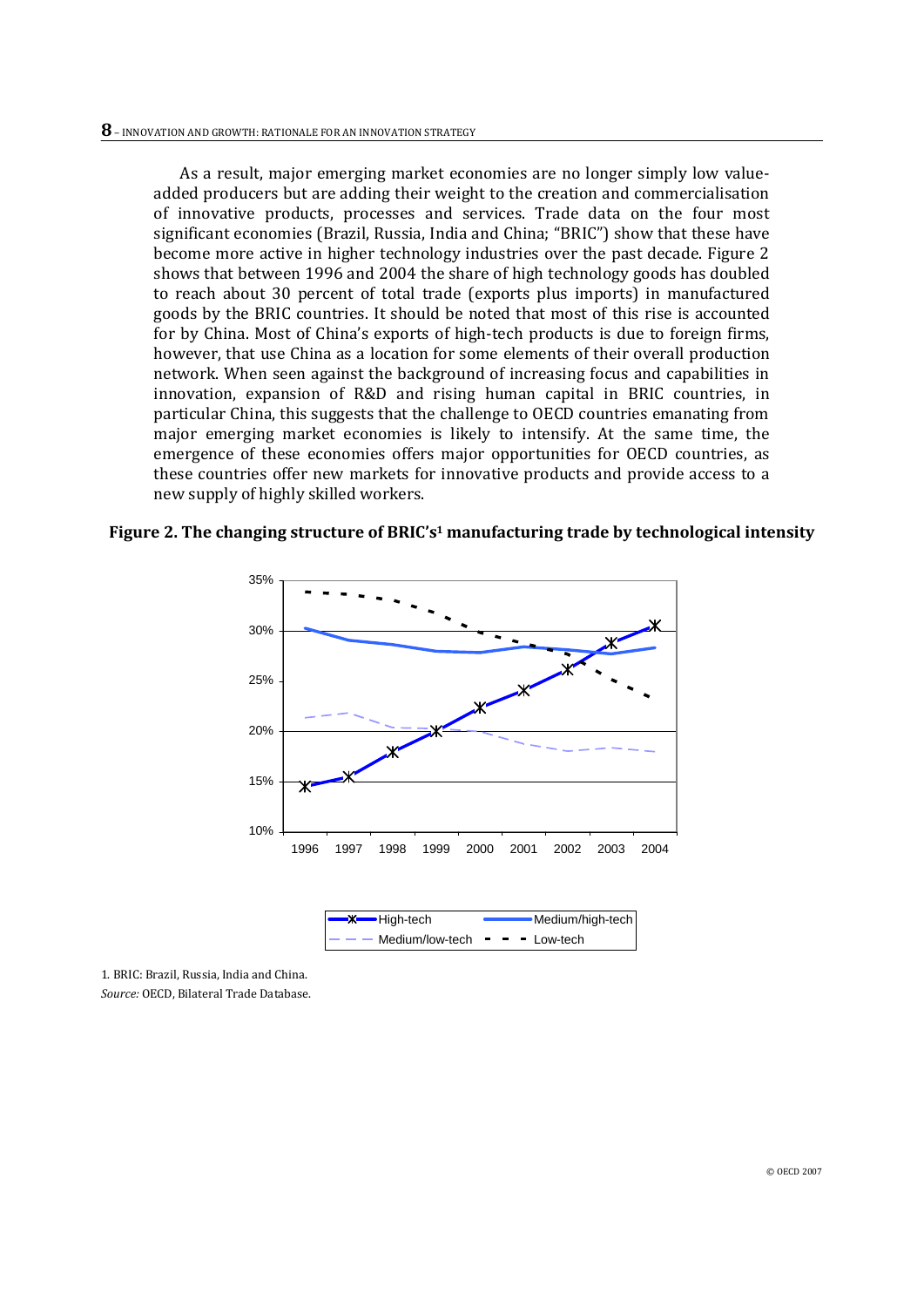As a result, major emerging market economies are no longer simply low value-added producers but are adding their weight to the creation and commercialisation of innovative products, processes and services. Trade data on the four most significant economies (Brazil, Russia, India and China; "BRIC") show that these have become more active in higher technology industries over the past decade. Figure 2 shows that between 1996 and 2004 the share of high technology goods has doubled to reach about 30 percent of total trade (exports plus imports) in manufactured goods by the BRIC countries. It should be noted that most of this rise is accounted for by China. Most of China's exports of high-tech products is due to foreign firms, however, that use China as a location for some elements of their overall production network. When seen against the background of increasing focus and capabilities in innovation, expansion of R&D and rising human capital in BRIC countries, in particular China, this suggests that the challenge to OECD countries emanating from major emerging market economies is likely to intensify. At the same time, the emergence of these economies offers major opportunities for OECD countries, as these countries offer new markets for innovative products and provide access to a new supply of highly skilled workers.

**Figure 2. The changing structure of BRIC's[1] manufacturing trade by technological intensity**

1. BRIC: Brazil, Russia, India and China.

*Source:* OECD, Bilateral Trade Database.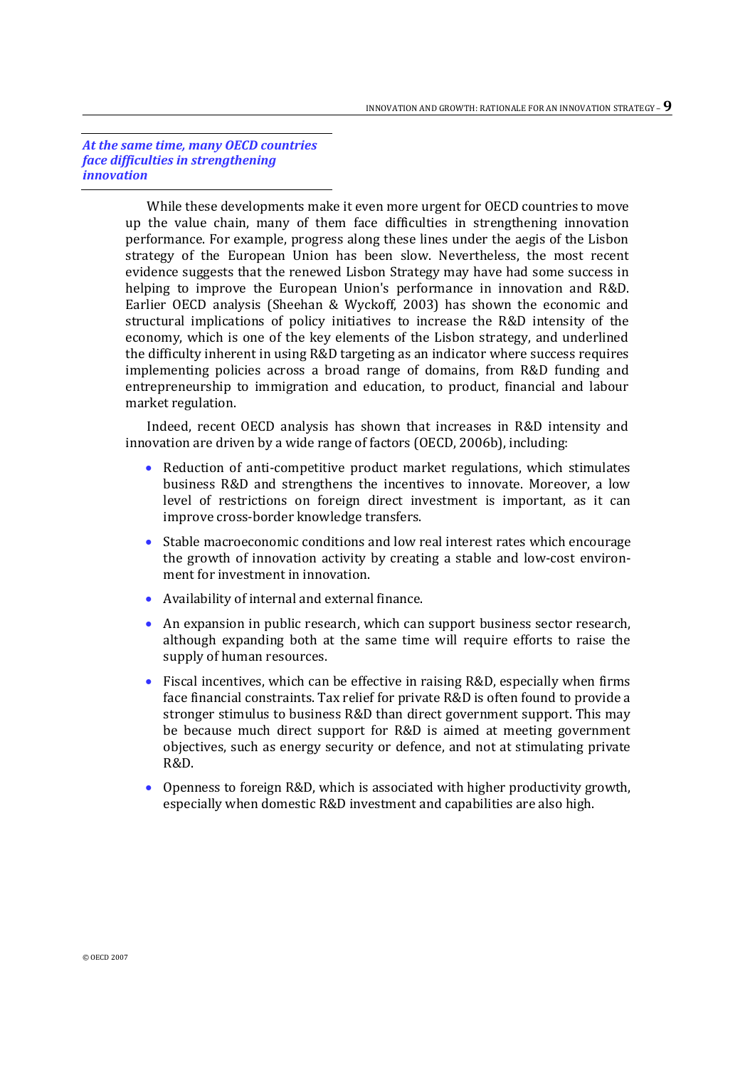***At the same time, many OECD countries face difficulties in strengthening innovation***

While these developments make it even more urgent for OECD countries to move up the value chain, many of them face difficulties in strengthening innovation performance. For example, progress along these lines under the aegis of the Lisbon strategy of the European Union has been slow. Nevertheless, the most recent evidence suggests that the renewed Lisbon Strategy may have had some success in helping to improve the European Union's performance in innovation and R&D. Earlier OECD analysis (Sheehan & Wyckoff, 2003) has shown the economic and structural implications of policy initiatives to increase the R&D intensity of the economy, which is one of the key elements of the Lisbon strategy, and underlined the difficulty inherent in using R&D targeting as an indicator where success requires implementing policies across a broad range of domains, from R&D funding and entrepreneurship to immigration and education, to product, financial and labour market regulation.

Indeed, recent OECD analysis has shown that increases in R&D intensity and innovation are driven by a wide range of factors (OECD, 2006b), including:

- Reduction of anti-competitive product market regulations, which stimulates business R&D and strengthens the incentives to innovate. Moreover, a low level of restrictions on foreign direct investment is important, as it can improve cross-border knowledge transfers.
- Stable macroeconomic conditions and low real interest rates which encourage the growth of innovation activity by creating a stable and low-cost environment for investment in innovation.
- Availability of internal and external finance.
- An expansion in public research, which can support business sector research, although expanding both at the same time will require efforts to raise the supply of human resources.
- Fiscal incentives, which can be effective in raising R&D, especially when firms face financial constraints. Tax relief for private R&D is often found to provide a stronger stimulus to business R&D than direct government support. This may be because much direct support for R&D is aimed at meeting government objectives, such as energy security or defence, and not at stimulating private R&D.
- Openness to foreign R&D, which is associated with higher productivity growth, especially when domestic R&D investment and capabilities are also high.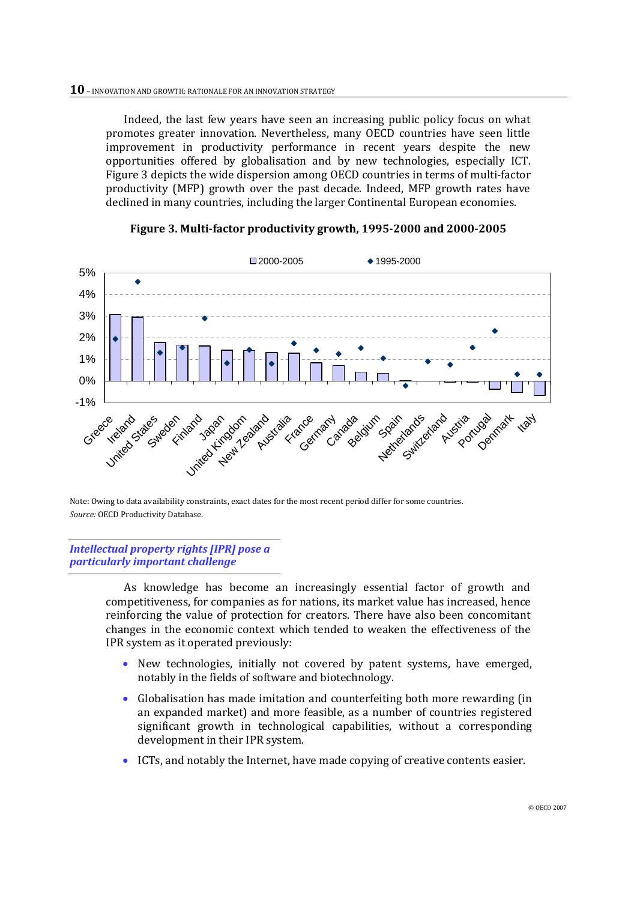Indeed, the last few years have seen an increasing public policy focus on what promotes greater innovation. Nevertheless, many OECD countries have seen little improvement in productivity performance in recent years despite the new opportunities offered by globalisation and by new technologies, especially ICT. Figure 3 depicts the wide dispersion among OECD countries in terms of multi-factor productivity (MFP) growth over the past decade. Indeed, MFP growth rates have declined in many countries, including the larger Continental European economies.

**Figure 3. Multi-factor productivity growth, 1995-2000 and 2000-2005**

Note: Owing to data availability constraints, exact dates for the most recent period differ for some countries.

*Source:* OECD Productivity Database.

***Intellectual property rights [IPR] pose a particularly important challenge***

As knowledge has become an increasingly essential factor of growth and competitiveness, for companies as for nations, its market value has increased, hence reinforcing the value of protection for creators. There have also been concomitant changes in the economic context which tended to weaken the effectiveness of the IPR system as it operated previously:

- New technologies, initially not covered by patent systems, have emerged, notably in the fields of software and biotechnology.
- Globalisation has made imitation and counterfeiting both more rewarding (in an expanded market) and more feasible, as a number of countries registered significant growth in technological capabilities, without a corresponding development in their IPR system.
- ICTs, and notably the Internet, have made copying of creative contents easier.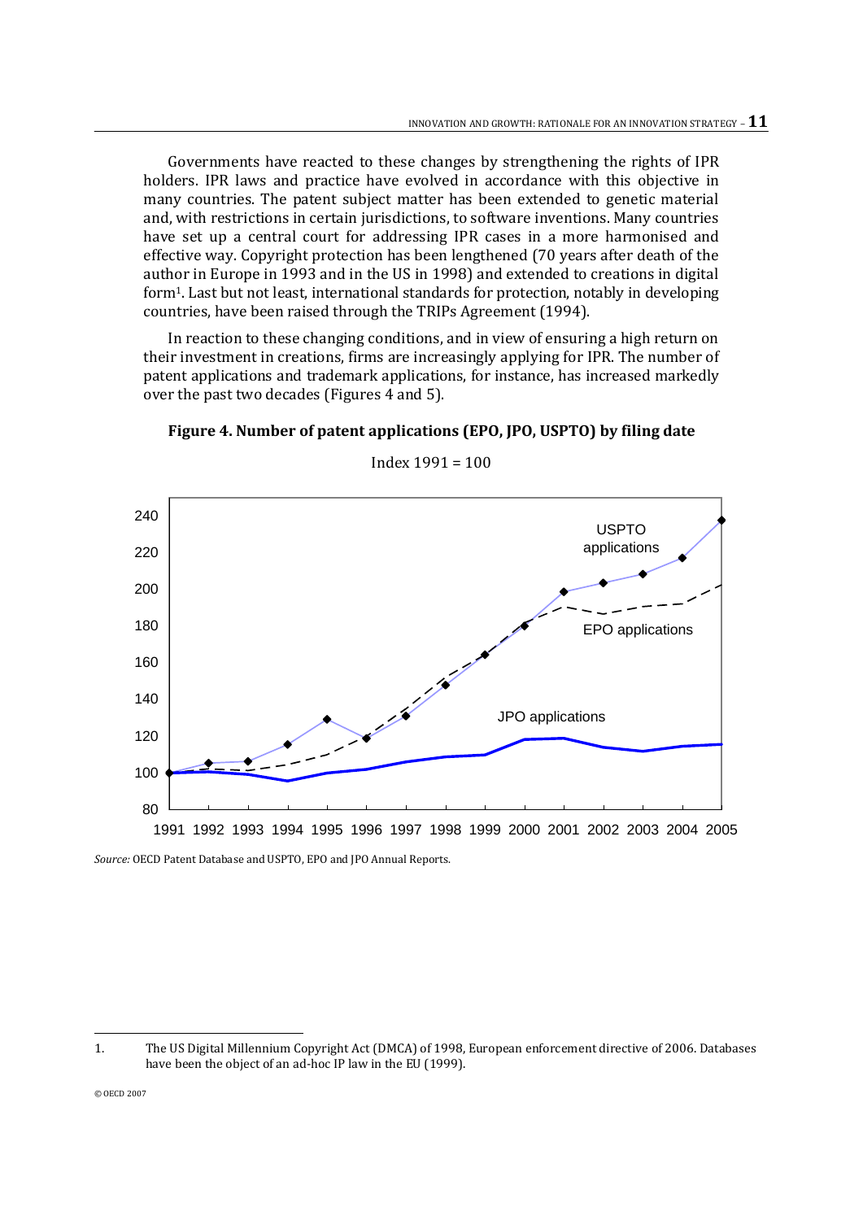Governments have reacted to these changes by strengthening the rights of IPR holders. IPR laws and practice have evolved in accordance with this objective in many countries. The patent subject matter has been extended to genetic material and, with restrictions in certain jurisdictions, to software inventions. Many countries have set up a central court for addressing IPR cases in a more harmonised and effective way. Copyright protection has been lengthened (70 years after death of the author in Europe in 1993 and in the US in 1998) and extended to creations in digital form[1]. Last but not least, international standards for protection, notably in developing countries, have been raised through the TRIPs Agreement (1994).

In reaction to these changing conditions, and in view of ensuring a high return on their investment in creations, firms are increasingly applying for IPR. The number of patent applications and trademark applications, for instance, has increased markedly over the past two decades (Figures 4 and 5).

**Figure 4. Number of patent applications (EPO, JPO, USPTO) by filing date**

Index 1991 = 100

*Source:* OECD Patent Database and USPTO, EPO and JPO Annual Reports.

1. The US Digital Millennium Copyright Act (DMCA) of 1998, European enforcement directive of 2006. Databases have been the object of an ad-hoc IP law in the EU (1999).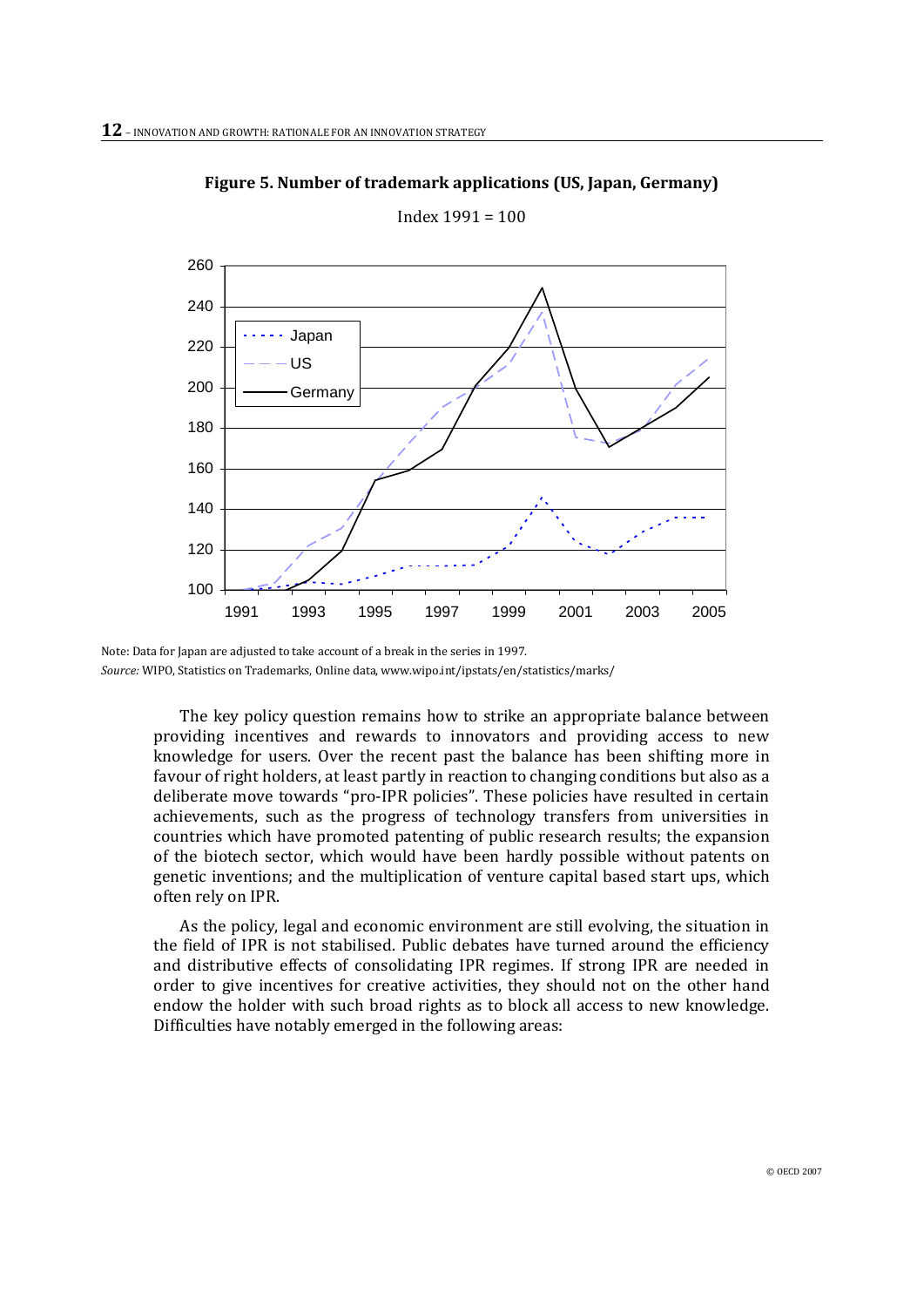**Figure 5. Number of trademark applications (US, Japan, Germany)**

Index 1991 = 100

Note: Data for Japan are adjusted to take account of a break in the series in 1997.

*Source:* WIPO, Statistics on Trademarks, Online data, www.wipo.int/ipstats/en/statistics/marks/

The key policy question remains how to strike an appropriate balance between providing incentives and rewards to innovators and providing access to new knowledge for users. Over the recent past the balance has been shifting more in favour of right holders, at least partly in reaction to changing conditions but also as a deliberate move towards "pro-IPR policies". These policies have resulted in certain achievements, such as the progress of technology transfers from universities in countries which have promoted patenting of public research results; the expansion of the biotech sector, which would have hardly possible without patents on genetic inventions; and the multiplication of venture capital based start ups, which often rely on IPR.

As the policy, legal and economic environment are still evolving, the situation in the field of IPR is not stabilised. Public debates have turned around the efficiency and distributive effects of consolidating IPR regimes. If strong IPR are needed in order to give incentives for creative activities, they should not on the other hand endow the holder with such broad rights as to block all access to new knowledge. Difficulties have notably emerged in the following areas: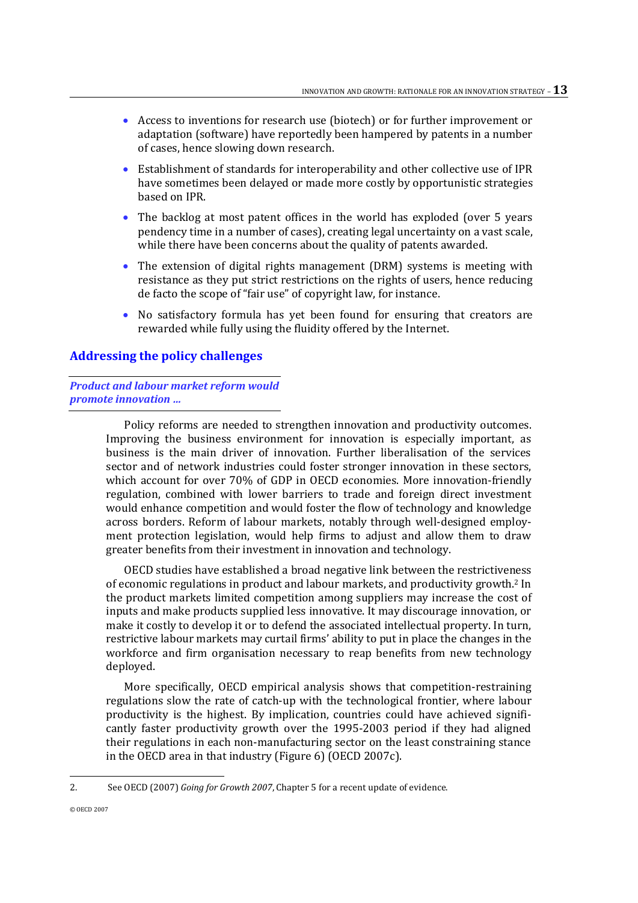- Access to inventions for research use (biotech) or for further improvement or adaptation (software) have reportedly been hampered by patents in a number of cases, hence slowing down research.
- Establishment of standards for interoperability and other collective use of IPR have sometimes been delayed or made more costly by opportunistic strategies based on IPR.
- The backlog at most patent offices in the world has exploded (over 5 years pendency time in a number of cases), creating legal uncertainty on a vast scale, while there have been concerns about the quality of patents awarded.
- The extension of digital rights management (DRM) systems is meeting with resistance as they put strict restrictions on the rights of users, hence reducing de facto the scope of "fair use" of copyright law, for instance.
- No satisfactory formula has yet been found for ensuring that creators are rewarded while fully using the fluidity offered by the Internet.

## Addressing the policy challenges

### *Product and labour market reform would promote innovation ...*

Policy reforms are needed to strengthen innovation and productivity outcomes. Improving the business environment for innovation is especially important, as business is the main driver of innovation. Further liberalisation of the services sector and of network industries could foster stronger innovation in these sectors, which account for over 70% of GDP in OECD economies. More innovation-friendly regulation, combined with lower barriers to trade and foreign direct investment would enhance competition and would foster the flow of technology and knowledge across borders. Reform of labour markets, notably through well-designed employment protection legislation, would help firms to adjust and allow them to draw greater benefits from their investment in innovation and technology.

OECD studies have established a broad negative link between the restrictiveness of economic regulations in product and labour markets, and productivity growth.[2] In the product markets limited competition among suppliers may increase the cost of inputs and make products supplied less innovative. It may discourage innovation, or make it costly to develop it or to defend the associated intellectual property. In turn, restrictive labour markets may curtail firms' ability to put in place the changes in the workforce and firm organisation necessary to reap benefits from new technology deployed.

More specifically, OECD empirical analysis shows that competition-restraining regulations slow the rate of catch-up with the technological frontier, where labour productivity is the highest. By implication, countries could have achieved significantly faster productivity growth over the 1995-2003 period if they had aligned their regulations in each non-manufacturing sector on the least constraining stance in the OECD area in that industry (Figure 6) (OECD 2007c).

---

2. See OECD (2007) *Going for Growth 2007*, Chapter 5 for a recent update of evidence.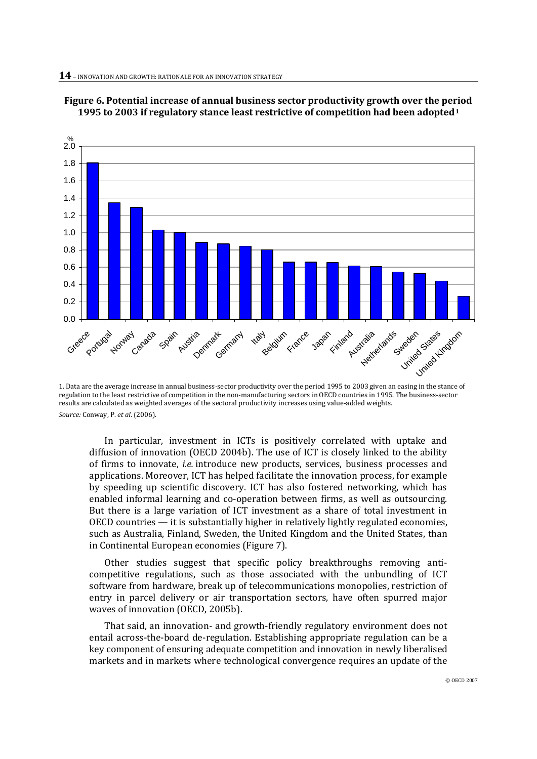**Figure 6. Potential increase of annual business sector productivity growth over the period 1995 to 2003 if regulatory stance least restrictive of competition had been adopted[1]**

| Country | % |
|---|---|
| Greece | 1.81 |
| Portugal | 1.35 |
| Norway | 1.29 |
| Canada | 1.03 |
| Spain | 1.00 |
| Austria | 0.89 |
| Denmark | 0.87 |
| Germany | 0.84 |
| Italy | 0.80 |
| Belgium | 0.66 |
| France | 0.66 |
| Japan | 0.65 |
| Finland | 0.61 |
| Australia | 0.61 |
| Netherlands | 0.54 |
| Sweden | 0.53 |
| United States | 0.44 |
| United Kingdom | 0.26 |

1. Data are the average increase in annual business-sector productivity over the period 1995 to 2003 given an easing in the stance of regulation to the least restrictive of competition in the non-manufacturing sectors in OECD countries in 1995. The business-sector results are calculated as weighted averages of the sectoral productivity increases using value-added weights.

*Source:* Conway, P. *et al.* (2006).

In particular, investment in ICTs is positively correlated with uptake and diffusion of innovation (OECD 2004b). The use of ICT is closely linked to the ability of firms to innovate, *i.e.* introduce new products, services, business processes and applications. Moreover, ICT has helped facilitate the innovation process, for example by speeding up scientific discovery. ICT has also fostered networking, which has enabled informal learning and co-operation between firms, as well as outsourcing. But there is a large variation of ICT investment as a share of total investment in OECD countries — it is substantially higher in relatively lightly regulated economies, such as Australia, Finland, Sweden, the United Kingdom and the United States, than in Continental European economies (Figure 7).

Other studies suggest that specific policy breakthroughs removing anti-competitive regulations, such as those associated with the unbundling of ICT software from hardware, break up of telecommunications monopolies, restriction of entry in parcel delivery or air transportation sectors, have often spurred major waves of innovation (OECD, 2005b).

That said, an innovation- and growth-friendly regulatory environment does not entail across-the-board de-regulation. Establishing appropriate regulation can be a key component of ensuring adequate competition and innovation in newly liberalised markets and in markets where technological convergence requires an update of the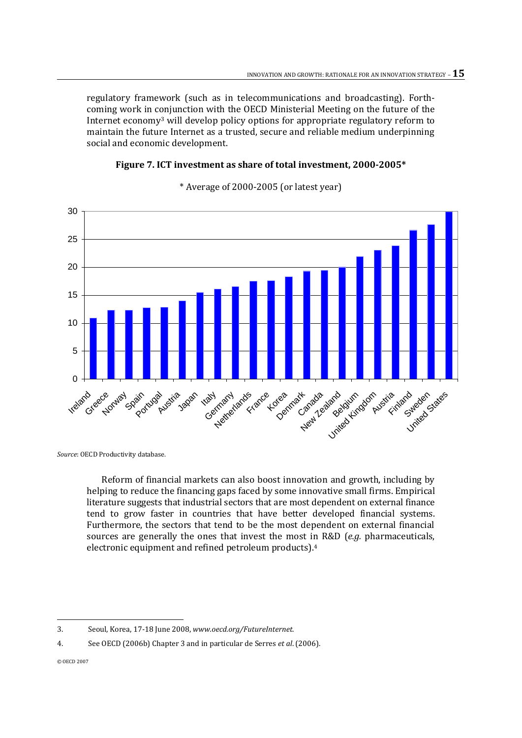regulatory framework (such as in telecommunications and broadcasting). Forth-coming work in conjunction with the OECD Ministerial Meeting on the future of the Internet economy[3] will develop policy options for appropriate regulatory reform to maintain the future Internet as a trusted, secure and reliable medium underpinning social and economic development.

**Figure 7. ICT investment as share of total investment, 2000-2005***

\* Average of 2000-2005 (or latest year)

*Source*: OECD Productivity database.

Reform of financial markets can also boost innovation and growth, including by helping to reduce the financing gaps faced by some innovative small firms. Empirical literature suggests that industrial sectors that are most dependent on external finance tend to grow faster in countries that have better developed financial systems. Furthermore, the sectors that tend to be the most dependent on external financial sources are generally the ones that invest the most in R&D (*e.g.* pharmaceuticals, electronic equipment and refined petroleum products).[4]

---

3. Seoul, Korea, 17-18 June 2008, *www.oecd.org/FutureInternet.*

4. See OECD (2006b) Chapter 3 and in particular de Serres *et al*. (2006).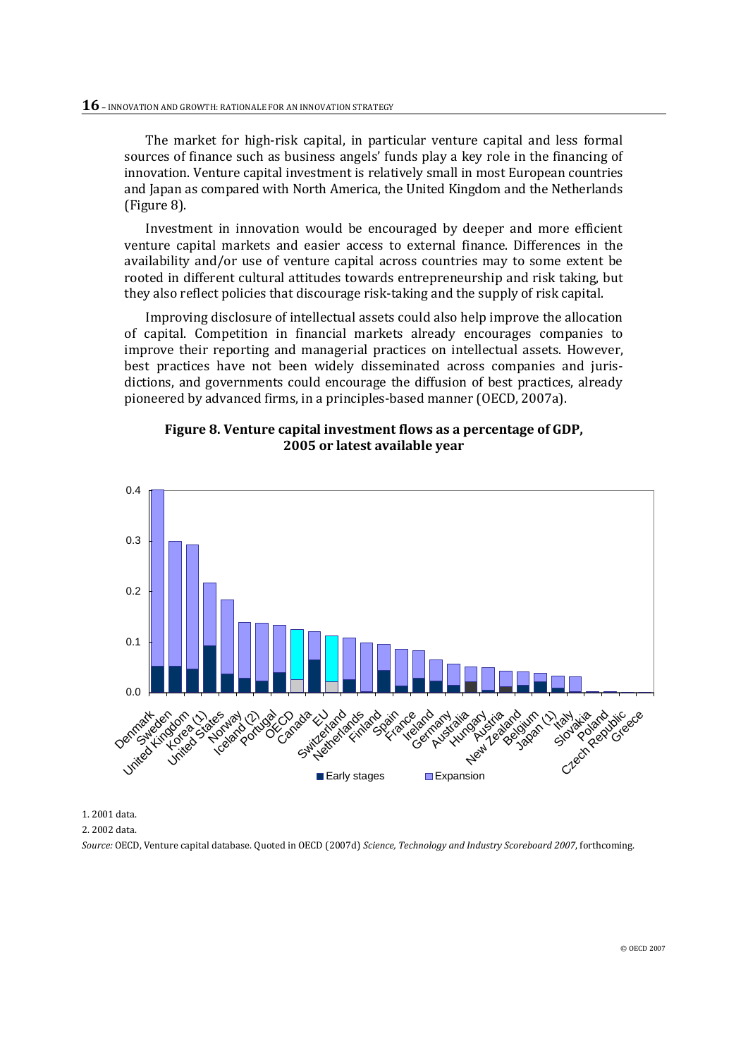The market for high-risk capital, in particular venture capital and less formal sources of finance such as business angels' funds play a key role in the financing of innovation. Venture capital investment is relatively small in most European countries and Japan as compared with North America, the United Kingdom and the Netherlands (Figure 8).

Investment in innovation would be encouraged by deeper and more efficient venture capital markets and easier access to external finance. Differences in the availability and/or use of venture capital across countries may to some extent be rooted in different cultural attitudes towards entrepreneurship and risk taking, but they also reflect policies that discourage risk-taking and the supply of risk capital.

Improving disclosure of intellectual assets could also help improve the allocation of capital. Competition in financial markets already encourages companies to improve their reporting and managerial practices on intellectual assets. However, best practices have not been widely disseminated across companies and jurisdictions, and governments could encourage the diffusion of best practices, already pioneered by advanced firms, in a principles-based manner (OECD, 2007a).

**Figure 8. Venture capital investment flows as a percentage of GDP, 2005 or latest available year**

1. 2001 data.

2. 2002 data.

*Source:* OECD, Venture capital database. Quoted in OECD (2007d) *Science, Technology and Industry Scoreboard 2007*, forthcoming.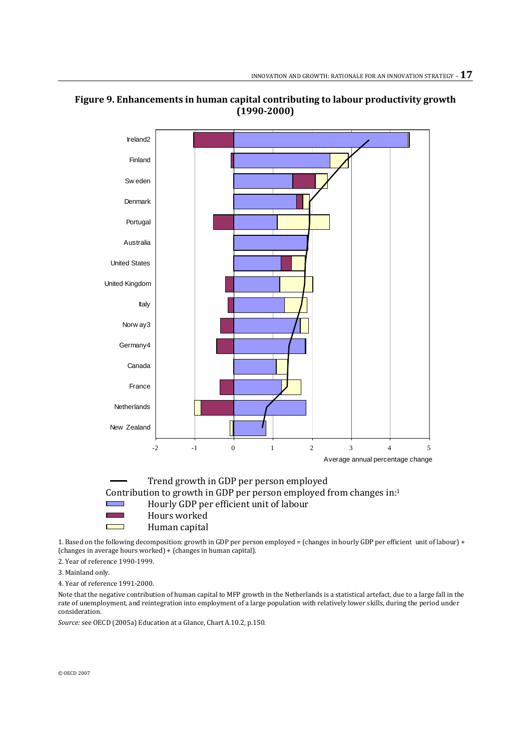**Figure 9. Enhancements in human capital contributing to labour productivity growth (1990-2000)**

Trend growth in GDP per person employed

Contribution to growth in GDP per person employed from changes in:[1]

Hourly GDP per efficient unit of labour

Hours worked

Human capital

1. Based on the following decomposition: growth in GDP per person employed = (changes in hourly GDP per efficient unit of labour) + (changes in average hours worked) + (changes in human capital).

2. Year of reference 1990-1999.

3. Mainland only.

4. Year of reference 1991-2000.

Note that the negative contribution of human capital to MFP growth in the Netherlands is a statistical artefact, due to a large fall in the rate of unemployment, and reintegration into employment of a large population with relatively lower skills, during the period under consideration.

*Source:* see OECD (2005a) Education at a Glance, Chart A.10.2, p.150.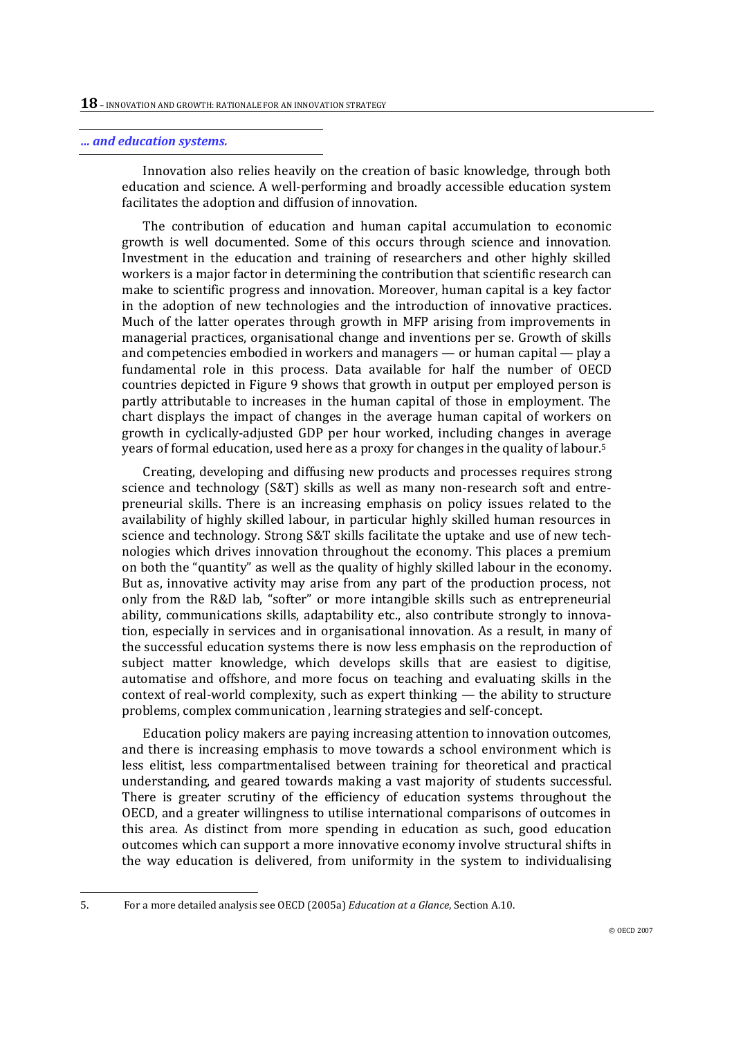*... and education systems.*

Innovation also relies heavily on the creation of basic knowledge, through both education and science. A well-performing and broadly accessible education system facilitates the adoption and diffusion of innovation.

The contribution of education and human capital accumulation to economic growth is well documented. Some of this occurs through science and innovation. Investment in the education and training of researchers and other highly skilled workers is a major factor in determining the contribution that scientific research can make to scientific progress and innovation. Moreover, human capital is a key factor in the adoption of new technologies and the introduction of innovative practices. Much of the latter operates through growth in MFP arising from improvements in managerial practices, organisational change and inventions per se. Growth of skills and competencies embodied in workers and managers — or human capital — play a fundamental role in this process. Data available for half the number of OECD countries depicted in Figure 9 shows that growth in output per employed person is partly attributable to increases in the human capital of those in employment. The chart displays the impact of changes in the average human capital of workers on growth in cyclically-adjusted GDP per hour worked, including changes in average years of formal education, used here as a proxy for changes in the quality of labour.[5]

Creating, developing and diffusing new products and processes requires strong science and technology (S&T) skills as well as many non-research soft and entrepreneurial skills. There is an increasing emphasis on policy issues related to the availability of highly skilled labour, in particular highly skilled human resources in science and technology. Strong S&T skills facilitate the uptake and use of new technologies which drives innovation throughout the economy. This places a premium on both the "quantity" as well as the quality of highly skilled labour in the economy. But as, innovative activity may arise from any part of the production process, not only from the R&D lab, "softer" or more intangible skills such as entrepreneurial ability, communications skills, adaptability etc., also contribute strongly to innovation, especially in services and in organisational innovation. As a result, in many of the successful education systems there is now less emphasis on the reproduction of subject matter knowledge, which develops skills that are easiest to digitise, automatise and offshore, and more focus on teaching and evaluating skills in the context of real-world complexity, such as expert thinking — the ability to structure problems, complex communication , learning strategies and self-concept.

Education policy makers are paying increasing attention to innovation outcomes, and there is increasing emphasis to move towards a school environment which is less elitist, less compartmentalised between training for theoretical and practical understanding, and geared towards making a vast majority of students successful. There is greater scrutiny of the efficiency of education systems throughout the OECD, and a greater willingness to utilise international comparisons of outcomes in this area. As distinct from more spending in education as such, good education outcomes which can support a more innovative economy involve structural shifts in the way education is delivered, from uniformity in the system to individualising

5. For a more detailed analysis see OECD (2005a) *Education at a Glance*, Section A.10.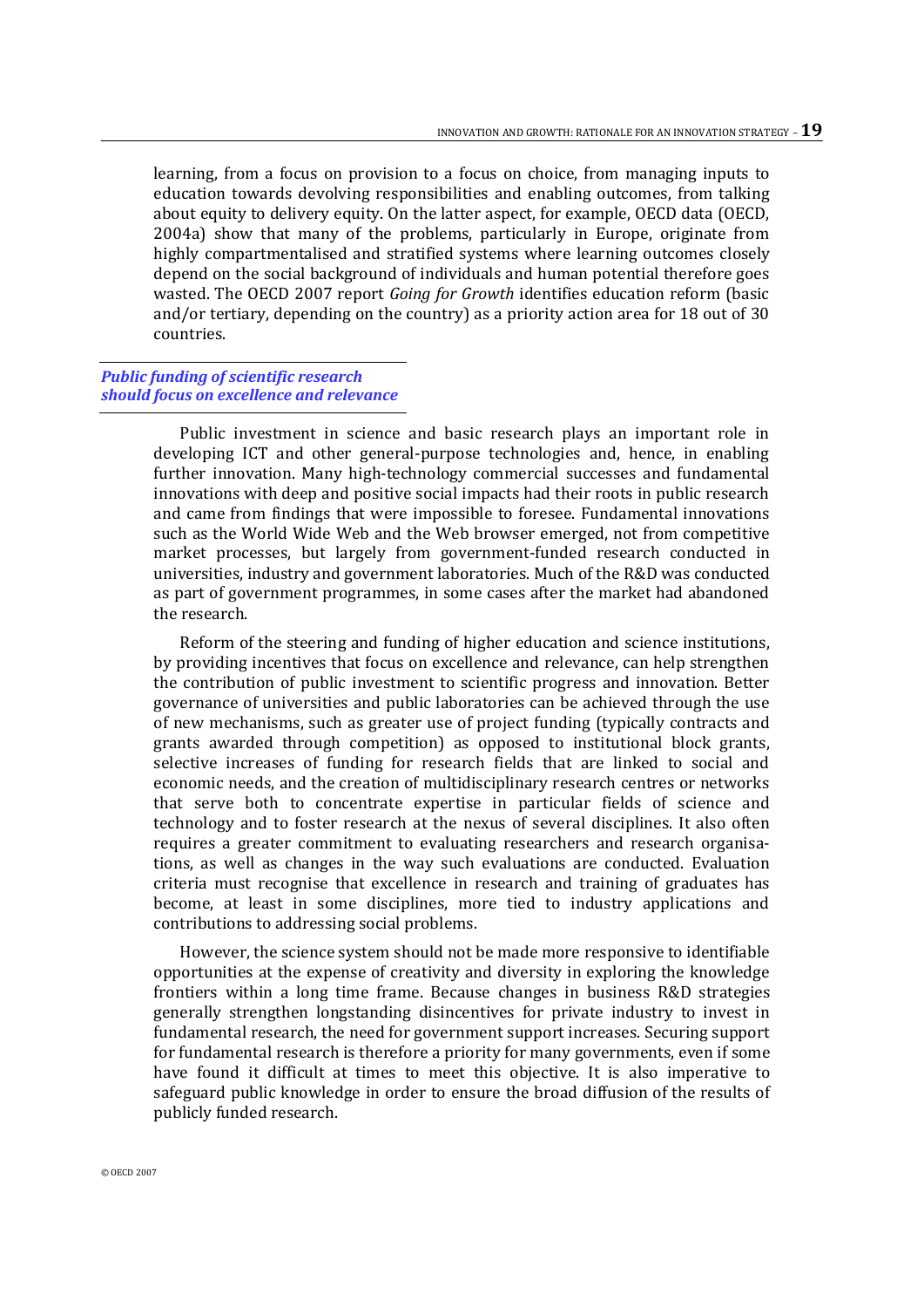learning, from a focus on provision to a focus on choice, from managing inputs to education towards devolving responsibilities and enabling outcomes, from talking about equity to delivery equity. On the latter aspect, for example, OECD data (OECD, 2004a) show that many of the problems, particularly in Europe, originate from highly compartmentalised and stratified systems where learning outcomes closely depend on the social background of individuals and human potential therefore goes wasted. The OECD 2007 report *Going for Growth* identifies education reform (basic and/or tertiary, depending on the country) as a priority action area for 18 out of 30 countries.

### *Public funding of scientific research should focus on excellence and relevance*

Public investment in science and basic research plays an important role in developing ICT and other general-purpose technologies and, hence, in enabling further innovation. Many high-technology commercial successes and fundamental innovations with deep and positive social impacts had their roots in public research and came from findings that were impossible to foresee. Fundamental innovations such as the World Wide Web and the Web browser emerged, not from competitive market processes, but largely from government-funded research conducted in universities, industry and government laboratories. Much of the R&D was conducted as part of government programmes, in some cases after the market had abandoned the research.

Reform of the steering and funding of higher education and science institutions, by providing incentives that focus on excellence and relevance, can help strengthen the contribution of public investment to scientific progress and innovation. Better governance of universities and public laboratories can be achieved through the use of new mechanisms, such as greater use of project funding (typically contracts and grants awarded through competition) as opposed to institutional block grants, selective increases of funding for research fields that are linked to social and economic needs, and the creation of multidisciplinary research centres or networks that serve both to concentrate expertise in particular fields of science and technology and to foster research at the nexus of several disciplines. It also often requires a greater commitment to evaluating researchers and research organisations, as well as changes in the way such evaluations are conducted. Evaluation criteria must recognise that excellence in research and training of graduates has become, at least in some disciplines, more tied to industry applications and contributions to addressing social problems.

However, the science system should not be made more responsive to identifiable opportunities at the expense of creativity and diversity in exploring the knowledge frontiers within a long time frame. Because changes in business R&D strategies generally strengthen longstanding disincentives for private industry to invest in fundamental research, the need for government support increases. Securing support for fundamental research is therefore a priority for many governments, even if some have found it difficult at times to meet this objective. It is also imperative to safeguard public knowledge in order to ensure the broad diffusion of the results of publicly funded research.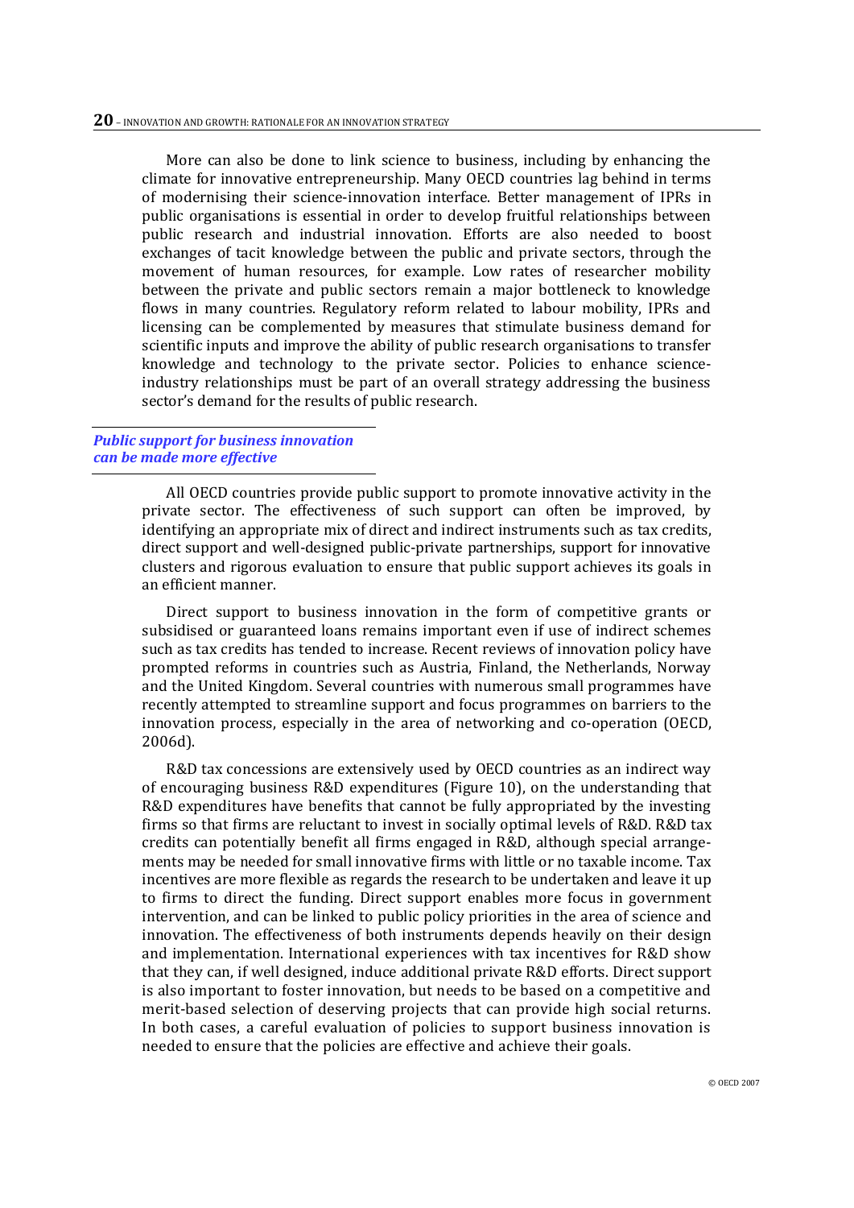More can also be done to link science to business, including by enhancing the climate for innovative entrepreneurship. Many OECD countries lag behind in terms of modernising their science-innovation interface. Better management of IPRs in public organisations is essential in order to develop fruitful relationships between public research and industrial innovation. Efforts are also needed to boost exchanges of tacit knowledge between the public and private sectors, through the movement of human resources, for example. Low rates of researcher mobility between the private and public sectors remain a major bottleneck to knowledge flows in many countries. Regulatory reform related to labour mobility, IPRs and licensing can be complemented by measures that stimulate business demand for scientific inputs and improve the ability of public research organisations to transfer knowledge and technology to the private sector. Policies to enhance science-industry relationships must be part of an overall strategy addressing the business sector's demand for the results of public research.

### *Public support for business innovation can be made more effective*

All OECD countries provide public support to promote innovative activity in the private sector. The effectiveness of such support can often be improved, by identifying an appropriate mix of direct and indirect instruments such as tax credits, direct support and well-designed public-private partnerships, support for innovative clusters and rigorous evaluation to ensure that public support achieves its goals in an efficient manner.

Direct support to business innovation in the form of competitive grants or subsidised or guaranteed loans remains important even if use of indirect schemes such as tax credits has tended to increase. Recent reviews of innovation policy have prompted reforms in countries such as Austria, Finland, the Netherlands, Norway and the United Kingdom. Several countries with numerous small programmes have recently attempted to streamline support and focus programmes on barriers to the innovation process, especially in the area of networking and co-operation (OECD, 2006d).

R&D tax concessions are extensively used by OECD countries as an indirect way of encouraging business R&D expenditures (Figure 10), on the understanding that R&D expenditures have benefits that cannot be fully appropriated by the investing firms so that firms are reluctant to invest in socially optimal levels of R&D. R&D tax credits can potentially benefit all firms engaged in R&D, although special arrangements may be needed for small innovative firms with little or no taxable income. Tax incentives are more flexible as regards the research to be undertaken and leave it up to firms to direct the funding. Direct support enables more focus in government intervention, and can be linked to public policy priorities in the area of science and innovation. The effectiveness of both instruments depends heavily on their design and implementation. International experiences with tax incentives for R&D show that they can, if well designed, induce additional private R&D efforts. Direct support is also important to foster innovation, but needs to be based on a competitive and merit-based selection of deserving projects that can provide high social returns. In both cases, a careful evaluation of policies to support business innovation is needed to ensure that the policies are effective and achieve their goals.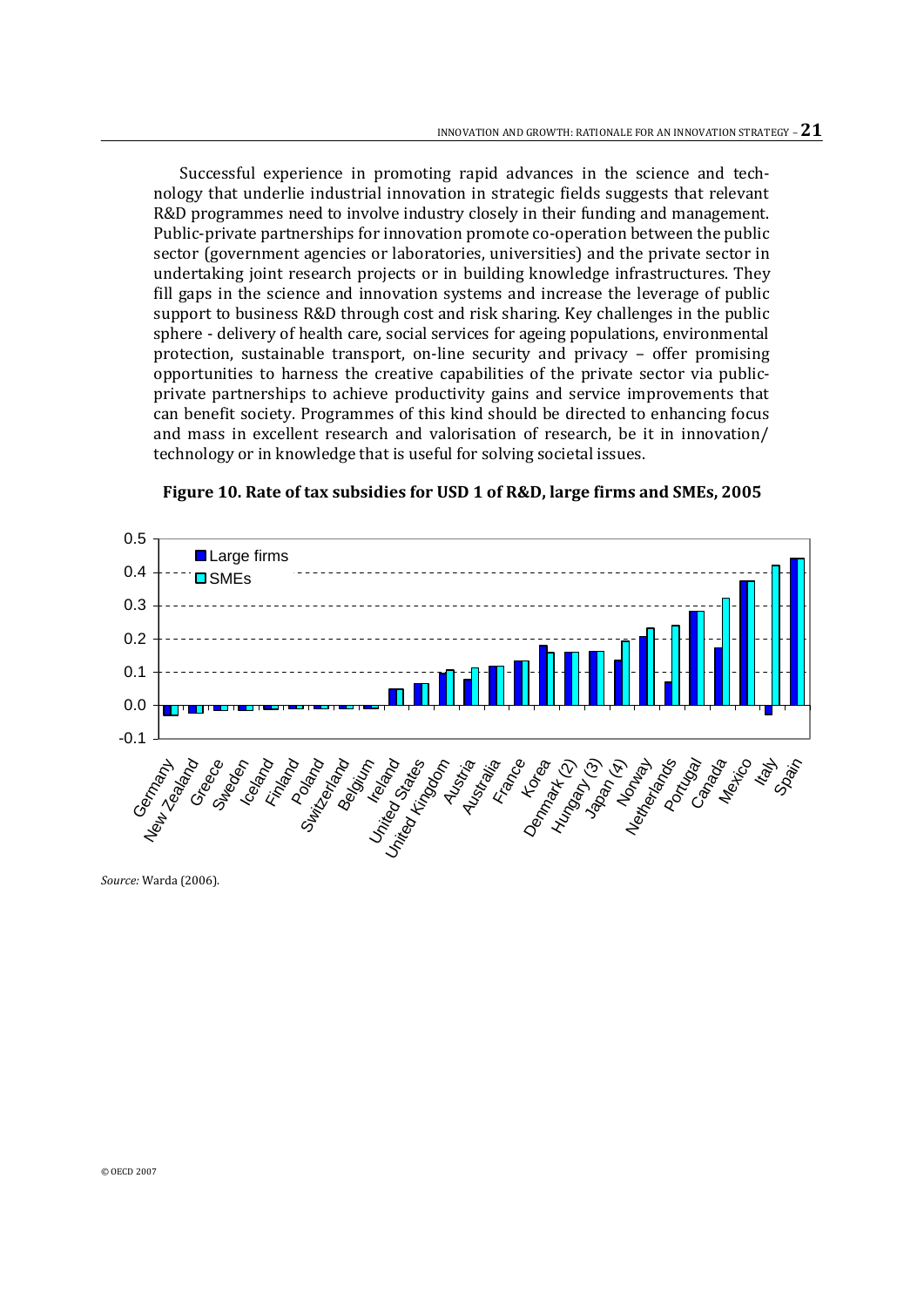Successful experience in promoting rapid advances in the science and technology that underlie industrial innovation in strategic fields suggests that relevant R&D programmes need to involve industry closely in their funding and management. Public-private partnerships for innovation promote co-operation between the public sector (government agencies or laboratories, universities) and the private sector in undertaking joint research projects or in building knowledge infrastructures. They fill gaps in the science and innovation systems and increase the leverage of public support to business R&D through cost and risk sharing. Key challenges in the public sphere - delivery of health care, social services for ageing populations, environmental protection, sustainable transport, on-line security and privacy – offer promising opportunities to harness the creative capabilities of the private sector via public-private partnerships to achieve productivity gains and service improvements that can benefit society. Programmes of this kind should be directed to enhancing focus and mass in excellent research and valorisation of research, be it in innovation/ technology or in knowledge that is useful for solving societal issues.

**Figure 10. Rate of tax subsidies for USD 1 of R&D, large firms and SMEs, 2005**

*Source:* Warda (2006).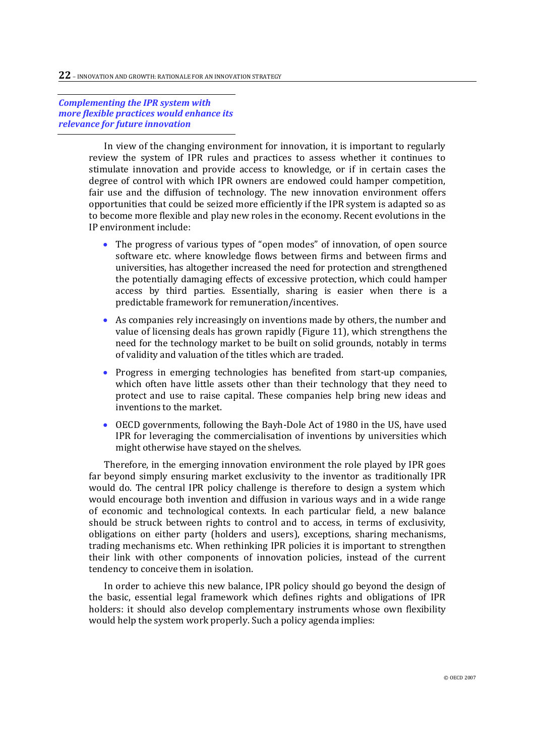***Complementing the IPR system with more flexible practices would enhance its relevance for future innovation***

In view of the changing environment for innovation, it is important to regularly review the system of IPR rules and practices to assess whether it continues to stimulate innovation and provide access to knowledge, or if in certain cases the degree of control with which IPR owners are endowed could hamper competition, fair use and the diffusion of technology. The new innovation environment offers opportunities that could be seized more efficiently if the IPR system is adapted so as to become more flexible and play new roles in the economy. Recent evolutions in the IP environment include:

- The progress of various types of "open modes" of innovation, of open source software etc. where knowledge flows between firms and between firms and universities, has altogether increased the need for protection and strengthened the potentially damaging effects of excessive protection, which could hamper access by third parties. Essentially, sharing is easier when there is a predictable framework for remuneration/incentives.
- As companies rely increasingly on inventions made by others, the number and value of licensing deals has grown rapidly (Figure 11), which strengthens the need for the technology market to be built on solid grounds, notably in terms of validity and valuation of the titles which are traded.
- Progress in emerging technologies has benefited from start-up companies, which often have little assets other than their technology that they need to protect and use to raise capital. These companies help bring new ideas and inventions to the market.
- OECD governments, following the Bayh-Dole Act of 1980 in the US, have used IPR for leveraging the commercialisation of inventions by universities which might otherwise have stayed on the shelves.

Therefore, in the emerging innovation environment the role played by IPR goes far beyond simply ensuring market exclusivity to the inventor as traditionally IPR would do. The central IPR policy challenge is therefore to design a system which would encourage both invention and diffusion in various ways and in a wide range of economic and technological contexts. In each particular field, a new balance should be struck between rights to control and to access, in terms of exclusivity, obligations on either party (holders and users), exceptions, sharing mechanisms, trading mechanisms etc. When rethinking IPR policies it is important to strengthen their link with other components of innovation policies, instead of the current tendency to conceive them in isolation.

In order to achieve this new balance, IPR policy should go beyond the design of the basic, essential legal framework which defines rights and obligations of IPR holders: it should also develop complementary instruments whose own flexibility would help the system work properly. Such a policy agenda implies: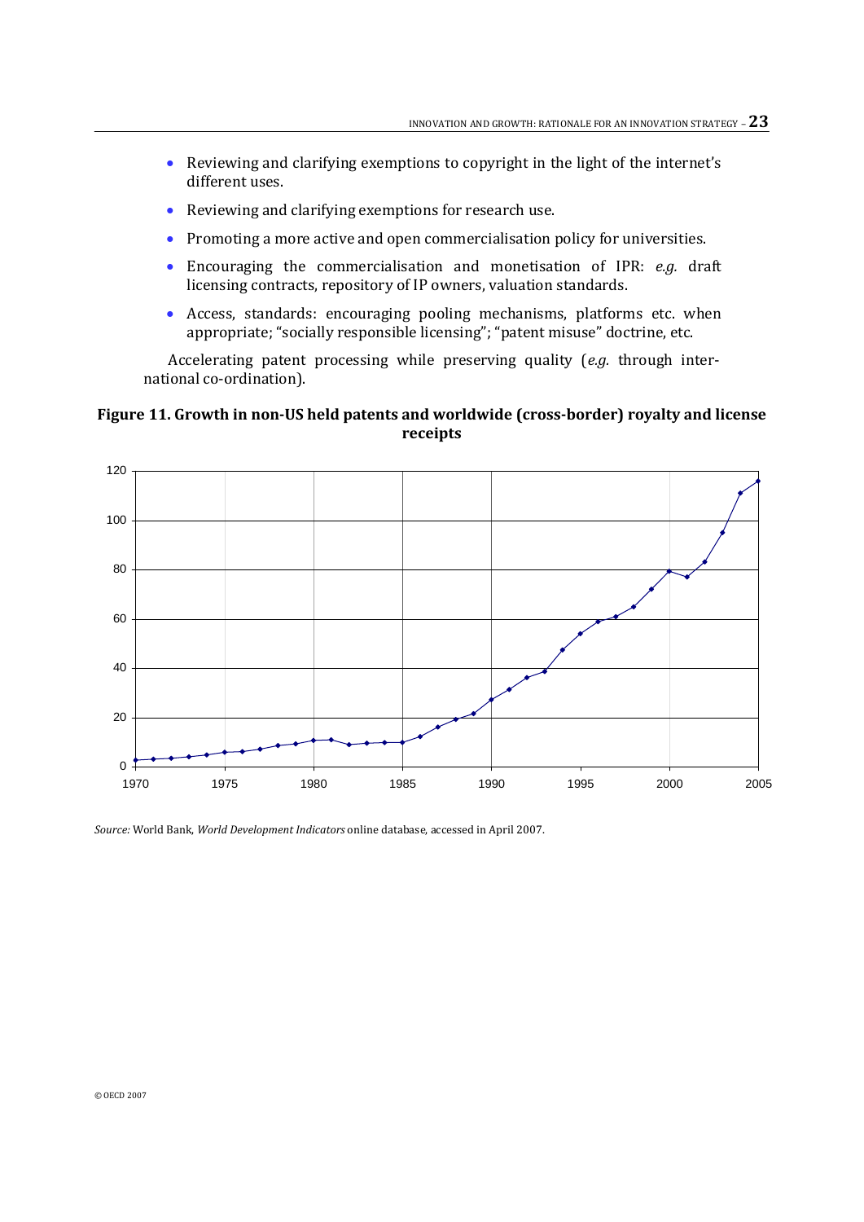- Reviewing and clarifying exemptions to copyright in the light of the internet's different uses.
- Reviewing and clarifying exemptions for research use.
- Promoting a more active and open commercialisation policy for universities.
- Encouraging the commercialisation and monetisation of IPR: *e.g.* draft licensing contracts, repository of IP owners, valuation standards.
- Access, standards: encouraging pooling mechanisms, platforms etc. when appropriate; "socially responsible licensing"; "patent misuse" doctrine, etc.

Accelerating patent processing while preserving quality (*e.g.* through international co-ordination).

**Figure 11. Growth in non-US held patents and worldwide (cross-border) royalty and license receipts**

*Source:* World Bank, *World Development Indicators* online database, accessed in April 2007.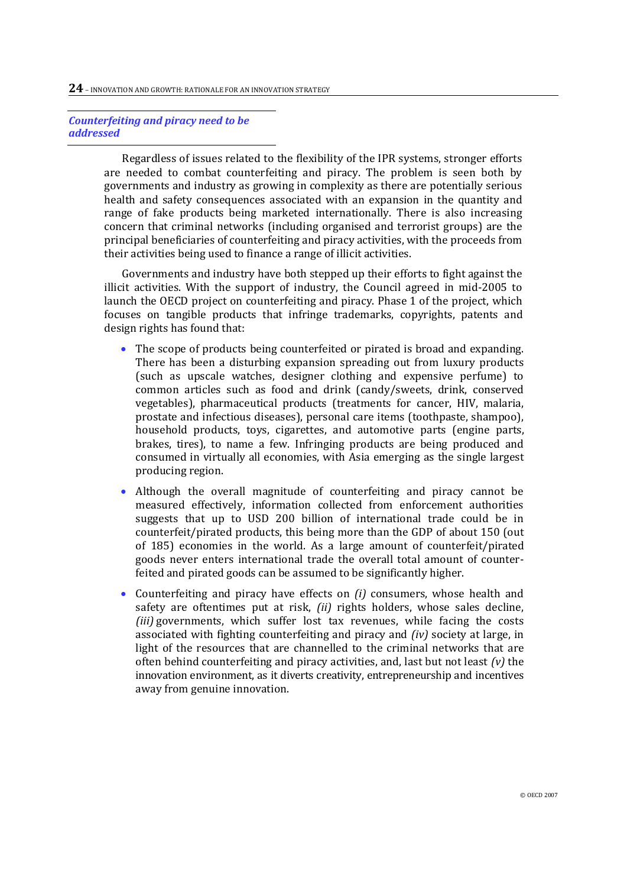*Counterfeiting and piracy need to be addressed*

Regardless of issues related to the flexibility of the IPR systems, stronger efforts are needed to combat counterfeiting and piracy. The problem is seen both by governments and industry as growing in complexity as there are potentially serious health and safety consequences associated with an expansion in the quantity and range of fake products being marketed internationally. There is also increasing concern that criminal networks (including organised and terrorist groups) are the principal beneficiaries of counterfeiting and piracy activities, with the proceeds from their activities being used to finance a range of illicit activities.

Governments and industry have both stepped up their efforts to fight against the illicit activities. With the support of industry, the Council agreed in mid-2005 to launch the OECD project on counterfeiting and piracy. Phase 1 of the project, which focuses on tangible products that infringe trademarks, copyrights, patents and design rights has found that:

- The scope of products being counterfeited or pirated is broad and expanding. There has been a disturbing expansion spreading out from luxury products (such as upscale watches, designer clothing and expensive perfume) to common articles such as food and drink (candy/sweets, drink, conserved vegetables), pharmaceutical products (treatments for cancer, HIV, malaria, prostate and infectious diseases), personal care items (toothpaste, shampoo), household products, toys, cigarettes, and automotive parts (engine parts, brakes, tires), to name a few. Infringing products are being produced and consumed in virtually all economies, with Asia emerging as the single largest producing region.

- Although the overall magnitude of counterfeiting and piracy cannot be measured effectively, information collected from enforcement authorities suggests that up to USD 200 billion of international trade could be in counterfeit/pirated products, this being more than the GDP of about 150 (out of 185) economies in the world. As a large amount of counterfeit/pirated goods never enters international trade the overall total amount of counterfeited and pirated goods can be assumed to be significantly higher.

- Counterfeiting and piracy have effects on *(i)* consumers, whose health and safety are oftentimes put at risk, *(ii)* rights holders, whose sales decline, *(iii)* governments, which suffer lost tax revenues, while facing the costs associated with fighting counterfeiting and piracy and *(iv)* society at large, in light of the resources that are channelled to the criminal networks that are often behind counterfeiting and piracy activities, and, last but not least *(v)* the innovation environment, as it diverts creativity, entrepreneurship and incentives away from genuine innovation.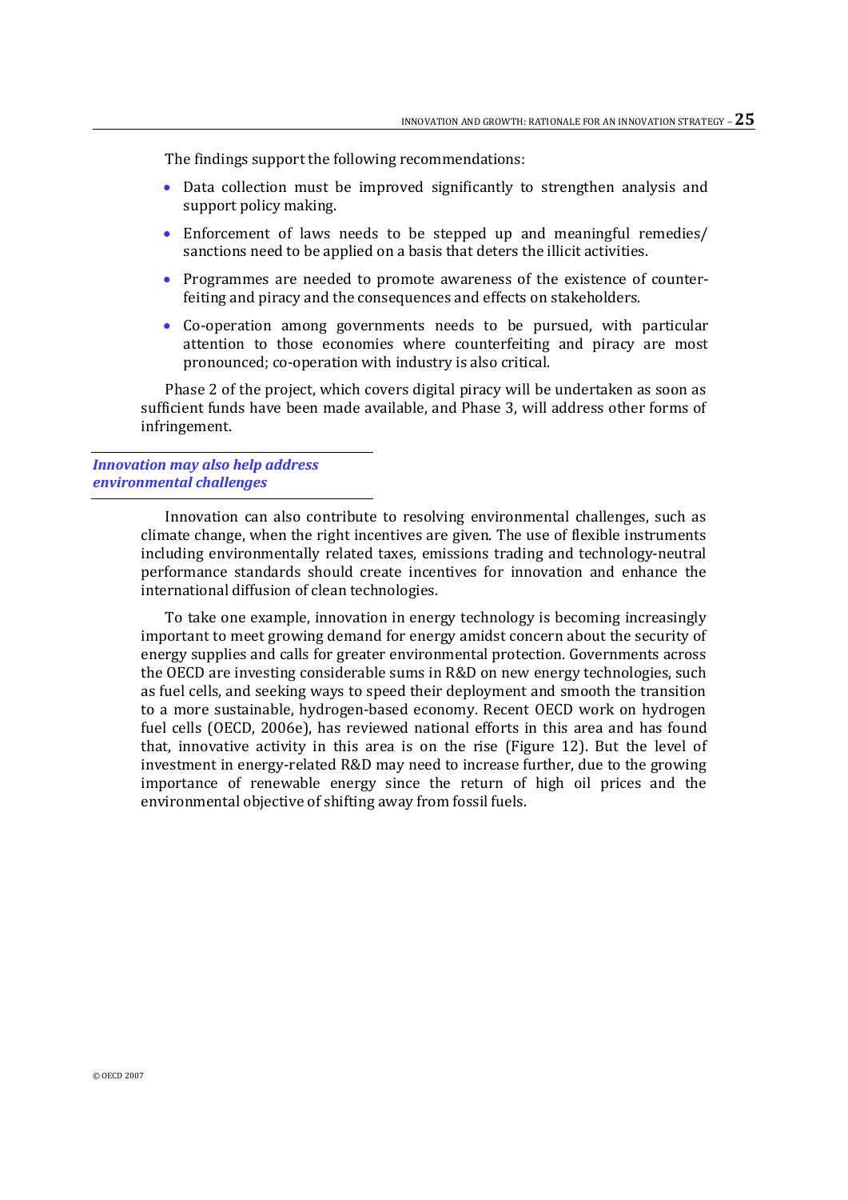The findings support the following recommendations:

- Data collection must be improved significantly to strengthen analysis and support policy making.
- Enforcement of laws needs to be stepped up and meaningful remedies/ sanctions need to be applied on a basis that deters the illicit activities.
- Programmes are needed to promote awareness of the existence of counterfeiting and piracy and the consequences and effects on stakeholders.
- Co-operation among governments needs to be pursued, with particular attention to those economies where counterfeiting and piracy are most pronounced; co-operation with industry is also critical.

Phase 2 of the project, which covers digital piracy will be undertaken as soon as sufficient funds have been made available, and Phase 3, will address other forms of infringement.

### *Innovation may also help address environmental challenges*

Innovation can also contribute to resolving environmental challenges, such as climate change, when the right incentives are given. The use of flexible instruments including environmentally related taxes, emissions trading and technology-neutral performance standards should create incentives for innovation and enhance the international diffusion of clean technologies.

To take one example, innovation in energy technology is becoming increasingly important to meet growing demand for energy amidst concern about the security of energy supplies and calls for greater environmental protection. Governments across the OECD are investing considerable sums in R&D on new energy technologies, such as fuel cells, and seeking ways to speed their deployment and smooth the transition to a more sustainable, hydrogen-based economy. Recent OECD work on hydrogen fuel cells (OECD, 2006e), has reviewed national efforts in this area and has found that, innovative activity in this area is on the rise (Figure 12). But the level of investment in energy-related R&D may need to increase further, due to the growing importance of renewable energy since the return of high oil prices and the environmental objective of shifting away from fossil fuels.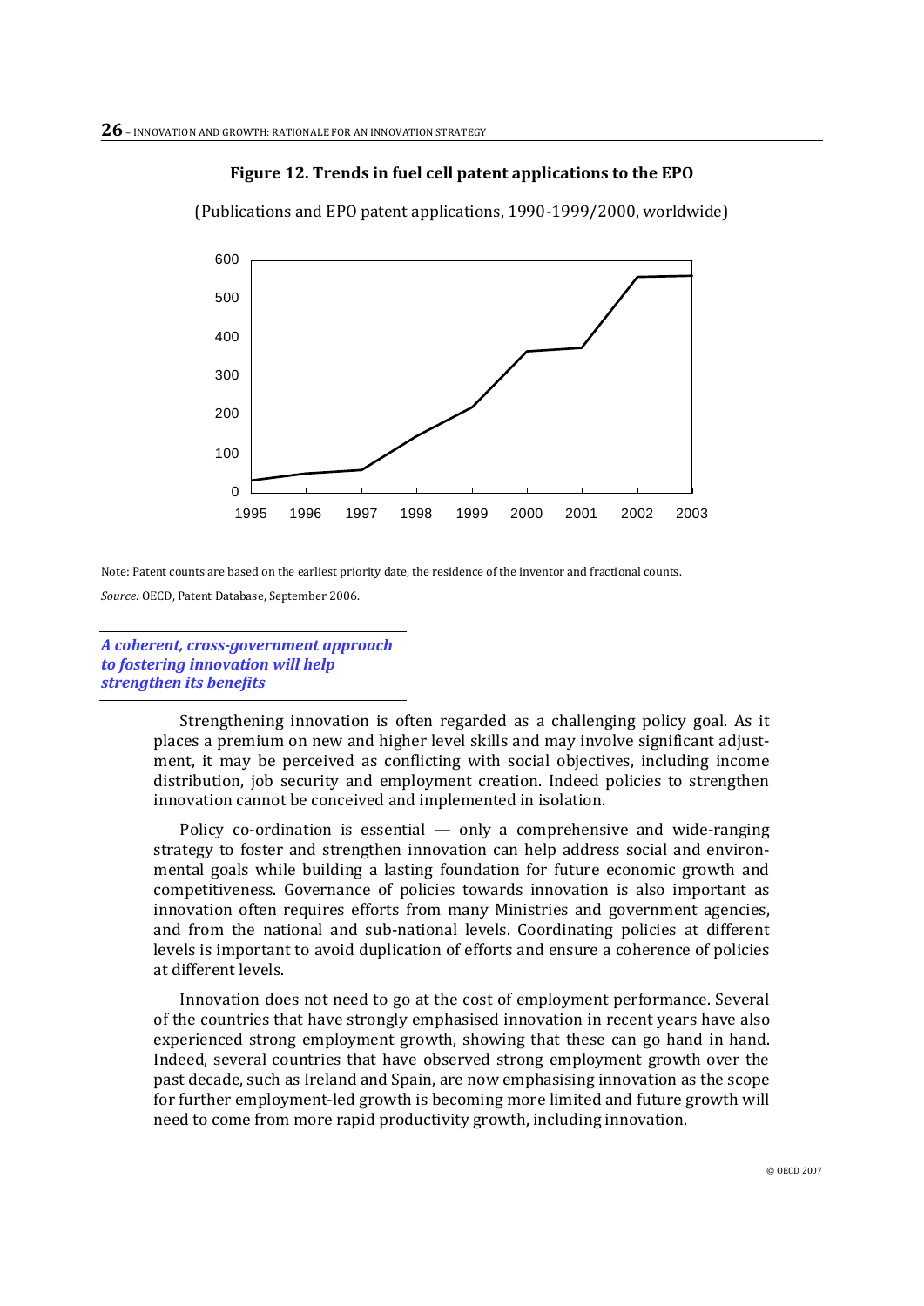**Figure 12. Trends in fuel cell patent applications to the EPO**

(Publications and EPO patent applications, 1990-1999/2000, worldwide)

Note: Patent counts are based on the earliest priority date, the residence of the inventor and fractional counts.

*Source:* OECD, Patent Database, September 2006.

***A coherent, cross-government approach to fostering innovation will help strengthen its benefits***

Strengthening innovation is often regarded as a challenging policy goal. As it places a premium on new and higher level skills and may involve significant adjustment, it may be perceived as conflicting with social objectives, including income distribution, job security and employment creation. Indeed policies to strengthen innovation cannot be conceived and implemented in isolation.

Policy co-ordination is essential — only a comprehensive and wide-ranging strategy to foster and strengthen innovation can help address social and environmental goals while building a lasting foundation for future economic growth and competitiveness. Governance of policies towards innovation is also important as innovation often requires efforts from many Ministries and government agencies, and from the national and sub-national levels. Coordinating policies at different levels is important to avoid duplication of efforts and ensure a coherence of policies at different levels.

Innovation does not need to go at the cost of employment performance. Several of the countries that have strongly emphasised innovation in recent years have also experienced strong employment growth, showing that these can go hand in hand. Indeed, several countries that have observed strong employment growth over the past decade, such as Ireland and Spain, are now emphasising innovation as the scope for further employment-led growth is becoming more limited and future growth will need to come from more rapid productivity growth, including innovation.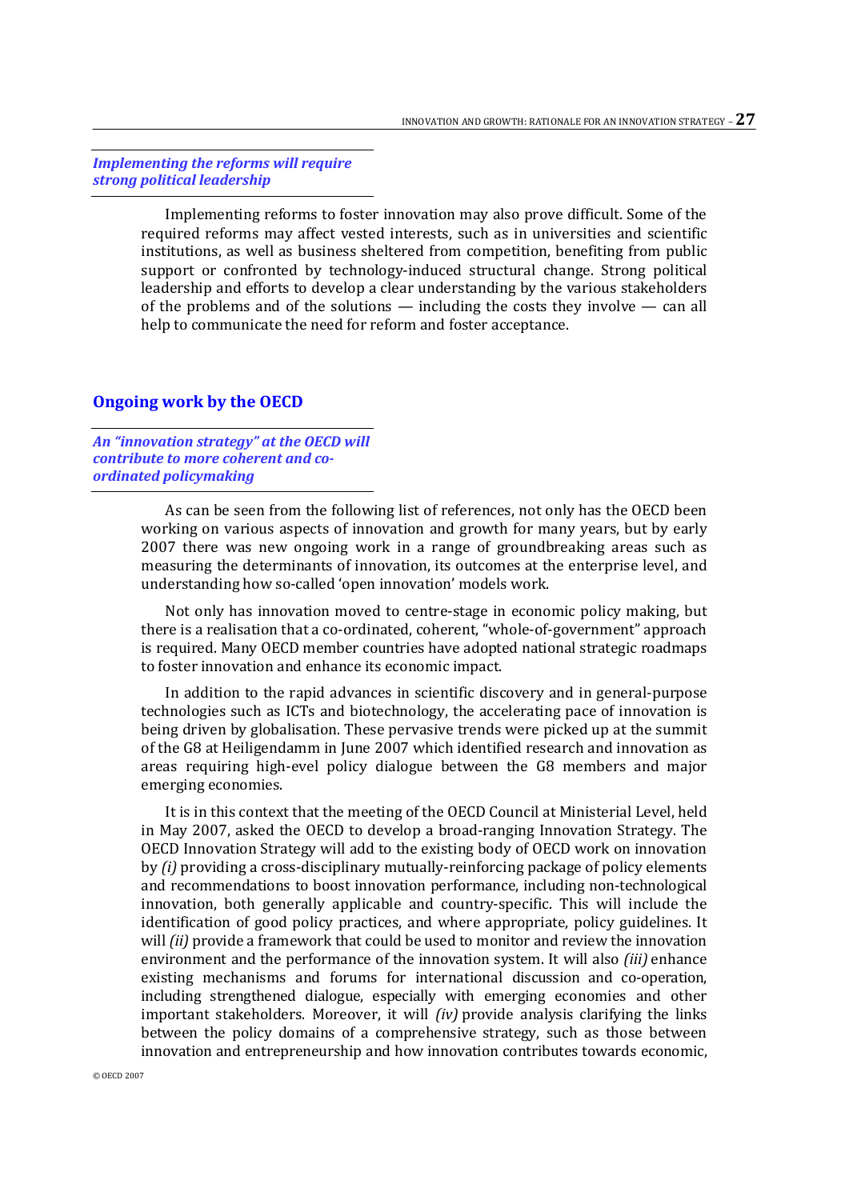*Implementing the reforms will require strong political leadership*

Implementing reforms to foster innovation may also prove difficult. Some of the required reforms may affect vested interests, such as in universities and scientific institutions, as well as business sheltered from competition, benefiting from public support or confronted by technology-induced structural change. Strong political leadership and efforts to develop a clear understanding by the various stakeholders of the problems and of the solutions — including the costs they involve — can all help to communicate the need for reform and foster acceptance.

## Ongoing work by the OECD

*An "innovation strategy" at the OECD will contribute to more coherent and co-ordinated policymaking*

As can be seen from the following list of references, not only has the OECD been working on various aspects of innovation and growth for many years, but by early 2007 there was new ongoing work in a range of groundbreaking areas such as measuring the determinants of innovation, its outcomes at the enterprise level, and understanding how so-called 'open innovation' models work.

Not only has innovation moved to centre-stage in economic policy making, but there is a realisation that a co-ordinated, coherent, "whole-of-government" approach is required. Many OECD member countries have adopted national strategic roadmaps to foster innovation and enhance its economic impact.

In addition to the rapid advances in scientific discovery and in general-purpose technologies such as ICTs and biotechnology, the accelerating pace of innovation is being driven by globalisation. These pervasive trends were picked up at the summit of the G8 at Heiligendamm in June 2007 which identified research and innovation as areas requiring high-evel policy dialogue between the G8 members and major emerging economies.

It is in this context that the meeting of the OECD Council at Ministerial Level, held in May 2007, asked the OECD to develop a broad-ranging Innovation Strategy. The OECD Innovation Strategy will add to the existing body of OECD work on innovation by *(i)* providing a cross-disciplinary mutually-reinforcing package of policy elements and recommendations to boost innovation performance, including non-technological innovation, both generally applicable and country-specific. This will include the identification of good policy practices, and where appropriate, policy guidelines. It will *(ii)* provide a framework that could be used to monitor and review the innovation environment and the performance of the innovation system. It will also *(iii)* enhance existing mechanisms and forums for international discussion and co-operation, including strengthened dialogue, especially with emerging economies and other important stakeholders. Moreover, it will *(iv)* provide analysis clarifying the links between the policy domains of a comprehensive strategy, such as those between innovation and entrepreneurship and how innovation contributes towards economic,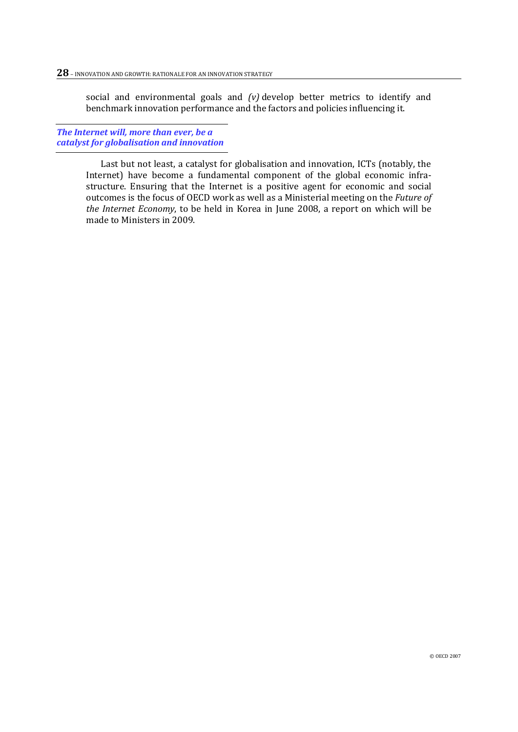social and environmental goals and *(v)* develop better metrics to identify and benchmark innovation performance and the factors and policies influencing it.

***The Internet will, more than ever, be a catalyst for globalisation and innovation***

Last but not least, a catalyst for globalisation and innovation, ICTs (notably, the Internet) have become a fundamental component of the global economic infrastructure. Ensuring that the Internet is a positive agent for economic and social outcomes is the focus of OECD work as well as a Ministerial meeting on the *Future of the Internet Economy*, to be held in Korea in June 2008, a report on which will be made to Ministers in 2009.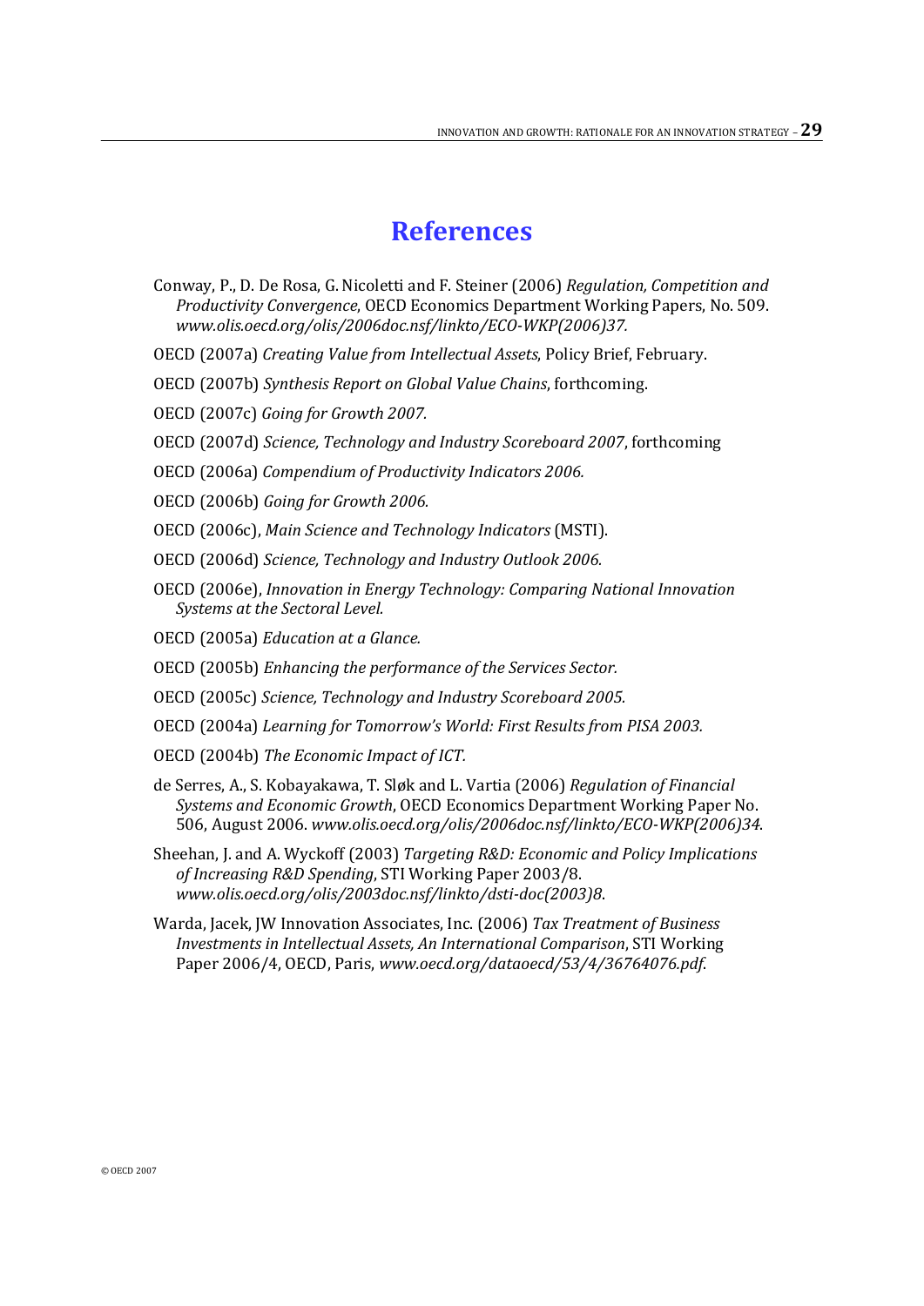# References

Conway, P., D. De Rosa, G. Nicoletti and F. Steiner (2006) *Regulation, Competition and Productivity Convergence*, OECD Economics Department Working Papers, No. 509. *www.olis.oecd.org/olis/2006doc.nsf/linkto/ECO-WKP(2006)37.*

OECD (2007a) *Creating Value from Intellectual Assets*, Policy Brief, February.

OECD (2007b) *Synthesis Report on Global Value Chains*, forthcoming.

OECD (2007c) *Going for Growth 2007.*

OECD (2007d) *Science, Technology and Industry Scoreboard 2007*, forthcoming

OECD (2006a) *Compendium of Productivity Indicators 2006.*

OECD (2006b) *Going for Growth 2006.*

OECD (2006c), *Main Science and Technology Indicators* (MSTI).

OECD (2006d) *Science, Technology and Industry Outlook 2006.*

OECD (2006e), *Innovation in Energy Technology: Comparing National Innovation Systems at the Sectoral Level.*

OECD (2005a) *Education at a Glance.*

OECD (2005b) *Enhancing the performance of the Services Sector.*

OECD (2005c) *Science, Technology and Industry Scoreboard 2005.*

OECD (2004a) *Learning for Tomorrow's World: First Results from PISA 2003.*

OECD (2004b) *The Economic Impact of ICT.*

de Serres, A., S. Kobayakawa, T. Sløk and L. Vartia (2006) *Regulation of Financial Systems and Economic Growth*, OECD Economics Department Working Paper No. 506, August 2006. *www.olis.oecd.org/olis/2006doc.nsf/linkto/ECO-WKP(2006)34*.

Sheehan, J. and A. Wyckoff (2003) *Targeting R&D: Economic and Policy Implications of Increasing R&D Spending*, STI Working Paper 2003/8. *www.olis.oecd.org/olis/2003doc.nsf/linkto/dsti-doc(2003)8*.

Warda, Jacek, JW Innovation Associates, Inc. (2006) *Tax Treatment of Business Investments in Intellectual Assets, An International Comparison*, STI Working Paper 2006/4, OECD, Paris, *www.oecd.org/dataoecd/53/4/36764076.pdf*.